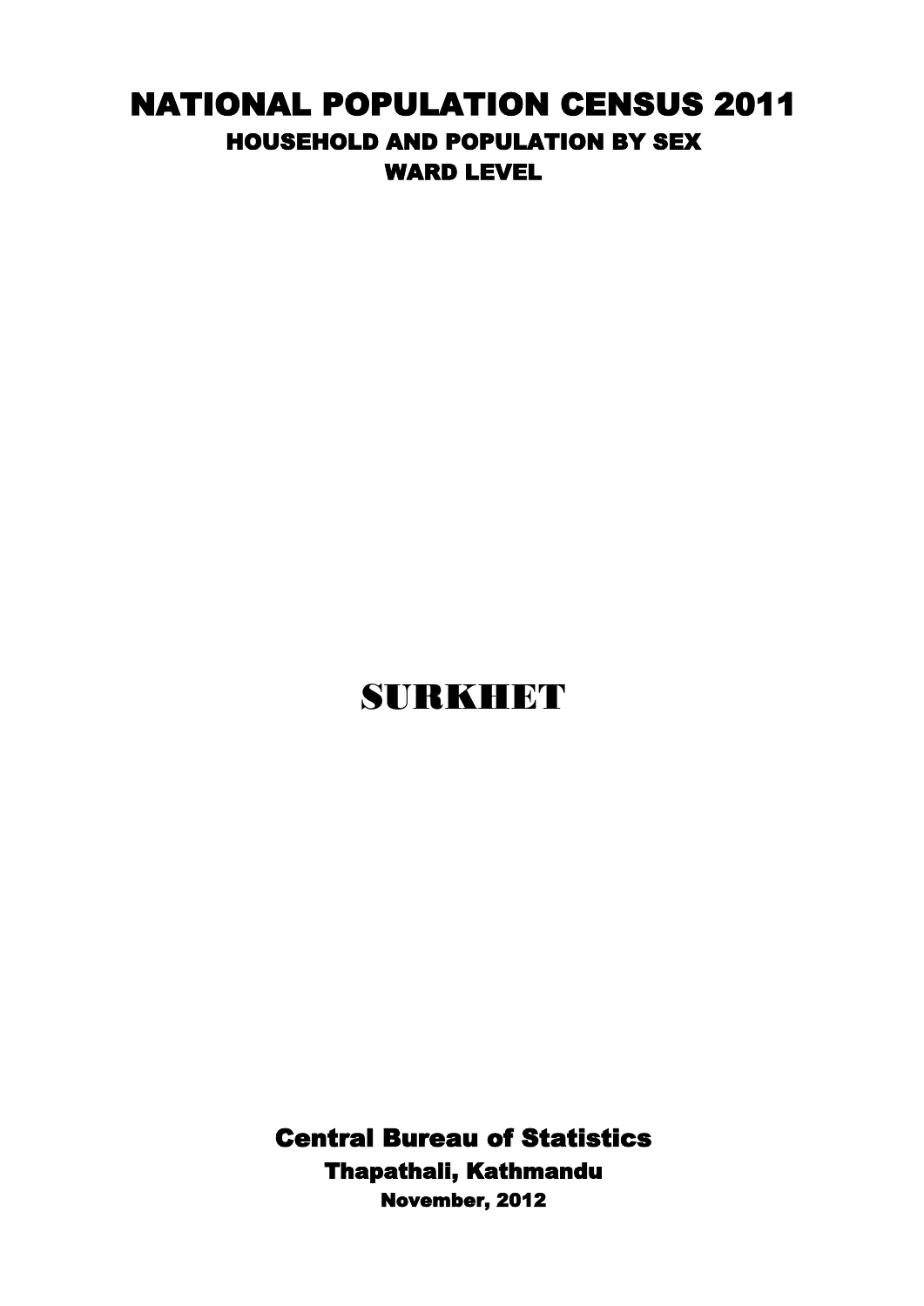# NATIONAL POPULATION CENSUS 2011

## HOUSEHOLD AND POPULATION BY SEX

## WARD LEVEL

# SURKHET

**Central Bureau of Statistics**

**Thapathali, Kathmandu**

**November, 2012**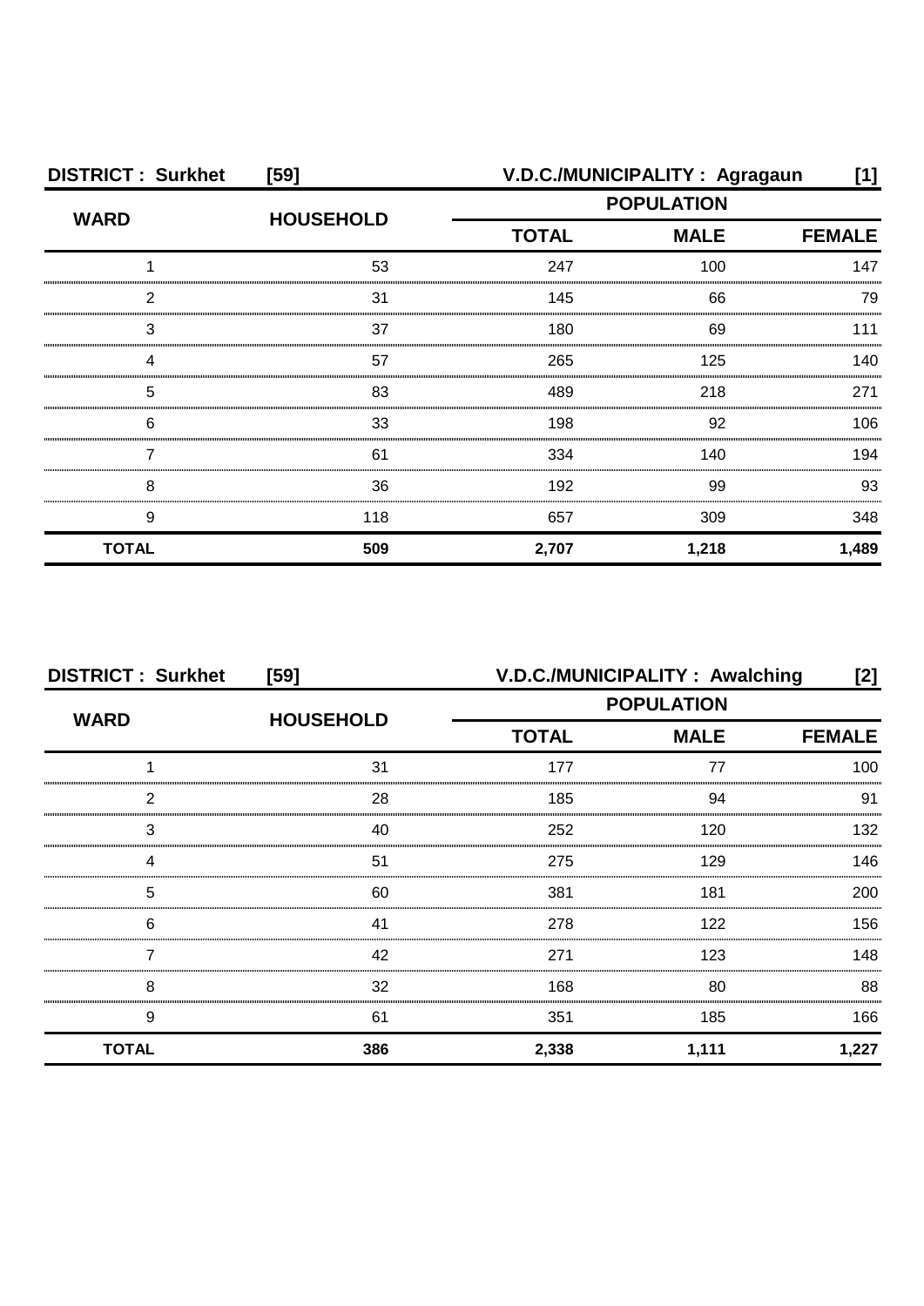**DISTRICT : Surkhet [59]** **V.D.C./MUNICIPALITY : Agragaun [1]**

| WARD | HOUSEHOLD | POPULATION | | |
|---|---|---|---|---|
| | | TOTAL | MALE | FEMALE |
| 1 | 53 | 247 | 100 | 147 |
| 2 | 31 | 145 | 66 | 79 |
| 3 | 37 | 180 | 69 | 111 |
| 4 | 57 | 265 | 125 | 140 |
| 5 | 83 | 489 | 218 | 271 |
| 6 | 33 | 198 | 92 | 106 |
| 7 | 61 | 334 | 140 | 194 |
| 8 | 36 | 192 | 99 | 93 |
| 9 | 118 | 657 | 309 | 348 |
| **TOTAL** | **509** | **2,707** | **1,218** | **1,489** |

**DISTRICT : Surkhet [59]** **V.D.C./MUNICIPALITY : Awalching [2]**

| WARD | HOUSEHOLD | POPULATION | | |
|---|---|---|---|---|
| | | TOTAL | MALE | FEMALE |
| 1 | 31 | 177 | 77 | 100 |
| 2 | 28 | 185 | 94 | 91 |
| 3 | 40 | 252 | 120 | 132 |
| 4 | 51 | 275 | 129 | 146 |
| 5 | 60 | 381 | 181 | 200 |
| 6 | 41 | 278 | 122 | 156 |
| 7 | 42 | 271 | 123 | 148 |
| 8 | 32 | 168 | 80 | 88 |
| 9 | 61 | 351 | 185 | 166 |
| **TOTAL** | **386** | **2,338** | **1,111** | **1,227** |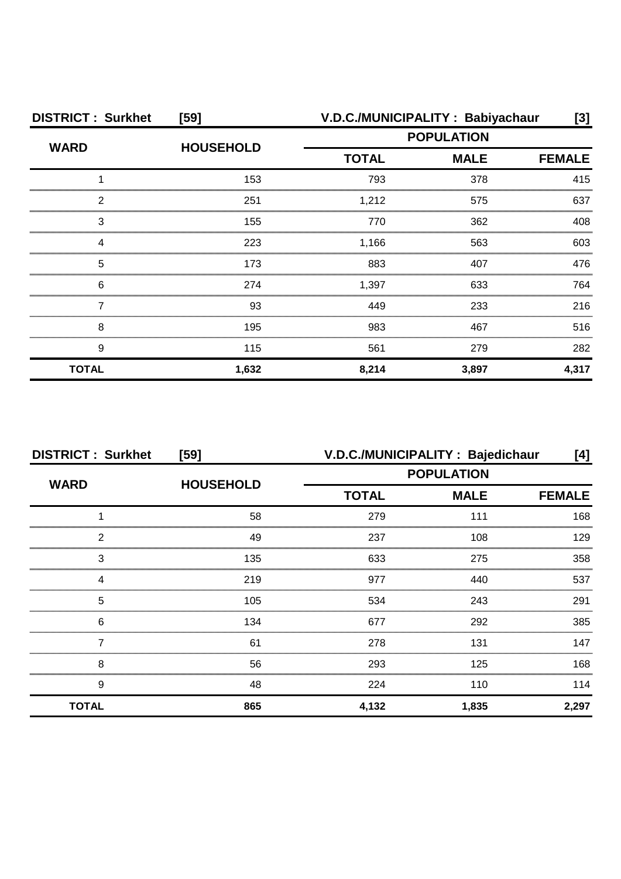| DISTRICT : Surkhet | [59] | V.D.C./MUNICIPALITY : Babiyachaur | | [3] |
|---|---|---|---|---|
| WARD | HOUSEHOLD | POPULATION | | |
| | | TOTAL | MALE | FEMALE |
| 1 | 153 | 793 | 378 | 415 |
| 2 | 251 | 1,212 | 575 | 637 |
| 3 | 155 | 770 | 362 | 408 |
| 4 | 223 | 1,166 | 563 | 603 |
| 5 | 173 | 883 | 407 | 476 |
| 6 | 274 | 1,397 | 633 | 764 |
| 7 | 93 | 449 | 233 | 216 |
| 8 | 195 | 983 | 467 | 516 |
| 9 | 115 | 561 | 279 | 282 |
| **TOTAL** | **1,632** | **8,214** | **3,897** | **4,317** |

| DISTRICT : Surkhet | [59] | V.D.C./MUNICIPALITY : Bajedichaur | | [4] |
|---|---|---|---|---|
| WARD | HOUSEHOLD | POPULATION | | |
| | | TOTAL | MALE | FEMALE |
| 1 | 58 | 279 | 111 | 168 |
| 2 | 49 | 237 | 108 | 129 |
| 3 | 135 | 633 | 275 | 358 |
| 4 | 219 | 977 | 440 | 537 |
| 5 | 105 | 534 | 243 | 291 |
| 6 | 134 | 677 | 292 | 385 |
| 7 | 61 | 278 | 131 | 147 |
| 8 | 56 | 293 | 125 | 168 |
| 9 | 48 | 224 | 110 | 114 |
| **TOTAL** | **865** | **4,132** | **1,835** | **2,297** |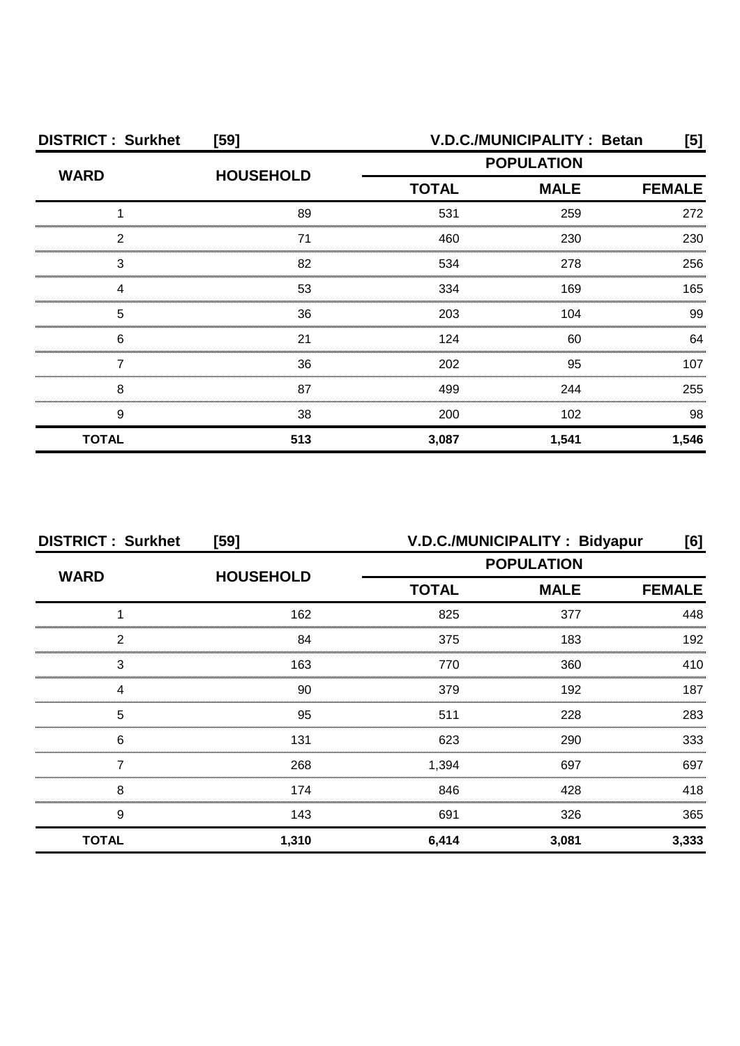**DISTRICT : Surkhet [59]** **V.D.C./MUNICIPALITY : Betan [5]**

| WARD | HOUSEHOLD | POPULATION | | |
|---|---|---|---|---|
| | | TOTAL | MALE | FEMALE |
| 1 | 89 | 531 | 259 | 272 |
| 2 | 71 | 460 | 230 | 230 |
| 3 | 82 | 534 | 278 | 256 |
| 4 | 53 | 334 | 169 | 165 |
| 5 | 36 | 203 | 104 | 99 |
| 6 | 21 | 124 | 60 | 64 |
| 7 | 36 | 202 | 95 | 107 |
| 8 | 87 | 499 | 244 | 255 |
| 9 | 38 | 200 | 102 | 98 |
| **TOTAL** | **513** | **3,087** | **1,541** | **1,546** |

**DISTRICT : Surkhet [59]** **V.D.C./MUNICIPALITY : Bidyapur [6]**

| WARD | HOUSEHOLD | POPULATION | | |
|---|---|---|---|---|
| | | TOTAL | MALE | FEMALE |
| 1 | 162 | 825 | 377 | 448 |
| 2 | 84 | 375 | 183 | 192 |
| 3 | 163 | 770 | 360 | 410 |
| 4 | 90 | 379 | 192 | 187 |
| 5 | 95 | 511 | 228 | 283 |
| 6 | 131 | 623 | 290 | 333 |
| 7 | 268 | 1,394 | 697 | 697 |
| 8 | 174 | 846 | 428 | 418 |
| 9 | 143 | 691 | 326 | 365 |
| **TOTAL** | **1,310** | **6,414** | **3,081** | **3,333** |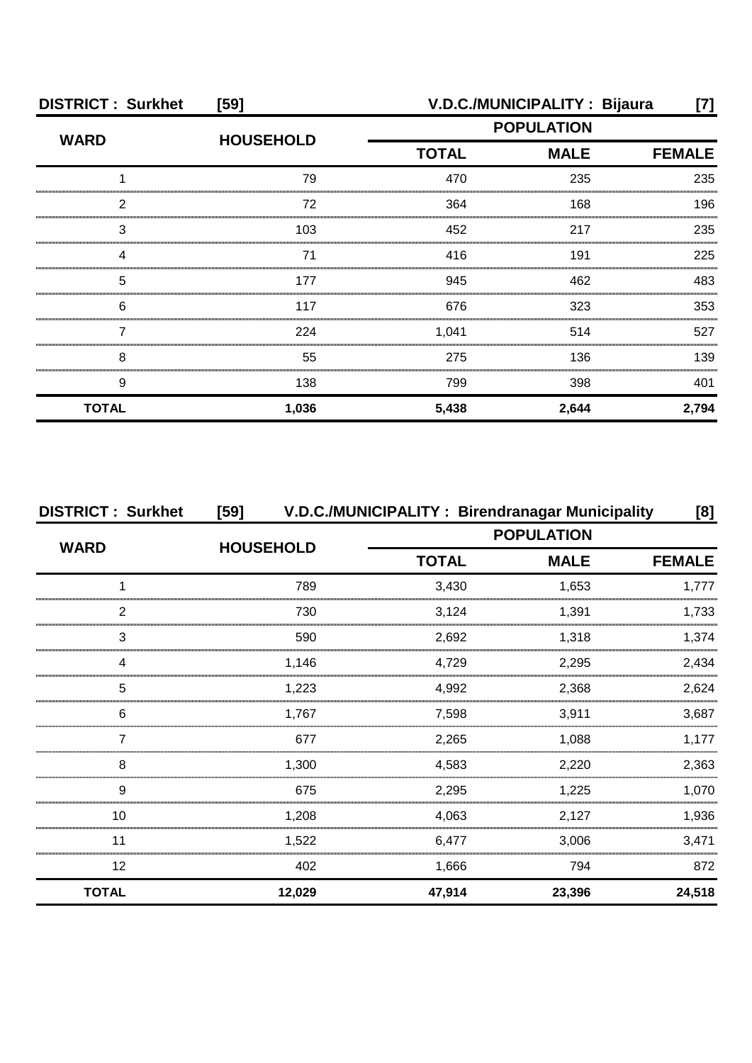**DISTRICT : Surkhet [59] V.D.C./MUNICIPALITY : Bijaura [7]**

| WARD | HOUSEHOLD | POPULATION | | |
|---|---|---|---|---|
| | | TOTAL | MALE | FEMALE |
| 1 | 79 | 470 | 235 | 235 |
| 2 | 72 | 364 | 168 | 196 |
| 3 | 103 | 452 | 217 | 235 |
| 4 | 71 | 416 | 191 | 225 |
| 5 | 177 | 945 | 462 | 483 |
| 6 | 117 | 676 | 323 | 353 |
| 7 | 224 | 1,041 | 514 | 527 |
| 8 | 55 | 275 | 136 | 139 |
| 9 | 138 | 799 | 398 | 401 |
| **TOTAL** | **1,036** | **5,438** | **2,644** | **2,794** |

**DISTRICT : Surkhet [59] V.D.C./MUNICIPALITY : Birendranagar Municipality [8]**

| WARD | HOUSEHOLD | POPULATION | | |
|---|---|---|---|---|
| | | TOTAL | MALE | FEMALE |
| 1 | 789 | 3,430 | 1,653 | 1,777 |
| 2 | 730 | 3,124 | 1,391 | 1,733 |
| 3 | 590 | 2,692 | 1,318 | 1,374 |
| 4 | 1,146 | 4,729 | 2,295 | 2,434 |
| 5 | 1,223 | 4,992 | 2,368 | 2,624 |
| 6 | 1,767 | 7,598 | 3,911 | 3,687 |
| 7 | 677 | 2,265 | 1,088 | 1,177 |
| 8 | 1,300 | 4,583 | 2,220 | 2,363 |
| 9 | 675 | 2,295 | 1,225 | 1,070 |
| 10 | 1,208 | 4,063 | 2,127 | 1,936 |
| 11 | 1,522 | 6,477 | 3,006 | 3,471 |
| 12 | 402 | 1,666 | 794 | 872 |
| **TOTAL** | **12,029** | **47,914** | **23,396** | **24,518** |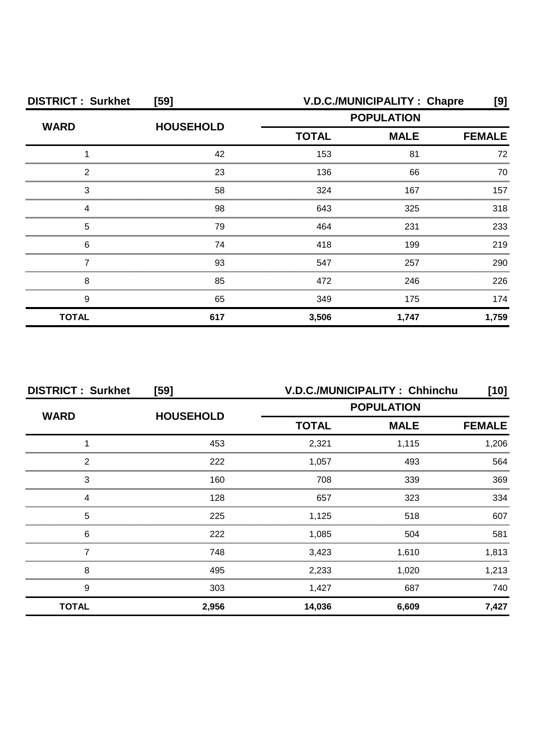**DISTRICT : Surkhet [59]** **V.D.C./MUNICIPALITY : Chapre [9]**

| WARD | HOUSEHOLD | POPULATION | | |
|---|---|---|---|---|
| | | TOTAL | MALE | FEMALE |
| 1 | 42 | 153 | 81 | 72 |
| 2 | 23 | 136 | 66 | 70 |
| 3 | 58 | 324 | 167 | 157 |
| 4 | 98 | 643 | 325 | 318 |
| 5 | 79 | 464 | 231 | 233 |
| 6 | 74 | 418 | 199 | 219 |
| 7 | 93 | 547 | 257 | 290 |
| 8 | 85 | 472 | 246 | 226 |
| 9 | 65 | 349 | 175 | 174 |
| **TOTAL** | **617** | **3,506** | **1,747** | **1,759** |

**DISTRICT : Surkhet [59]** **V.D.C./MUNICIPALITY : Chhinchu [10]**

| WARD | HOUSEHOLD | POPULATION | | |
|---|---|---|---|---|
| | | TOTAL | MALE | FEMALE |
| 1 | 453 | 2,321 | 1,115 | 1,206 |
| 2 | 222 | 1,057 | 493 | 564 |
| 3 | 160 | 708 | 339 | 369 |
| 4 | 128 | 657 | 323 | 334 |
| 5 | 225 | 1,125 | 518 | 607 |
| 6 | 222 | 1,085 | 504 | 581 |
| 7 | 748 | 3,423 | 1,610 | 1,813 |
| 8 | 495 | 2,233 | 1,020 | 1,213 |
| 9 | 303 | 1,427 | 687 | 740 |
| **TOTAL** | **2,956** | **14,036** | **6,609** | **7,427** |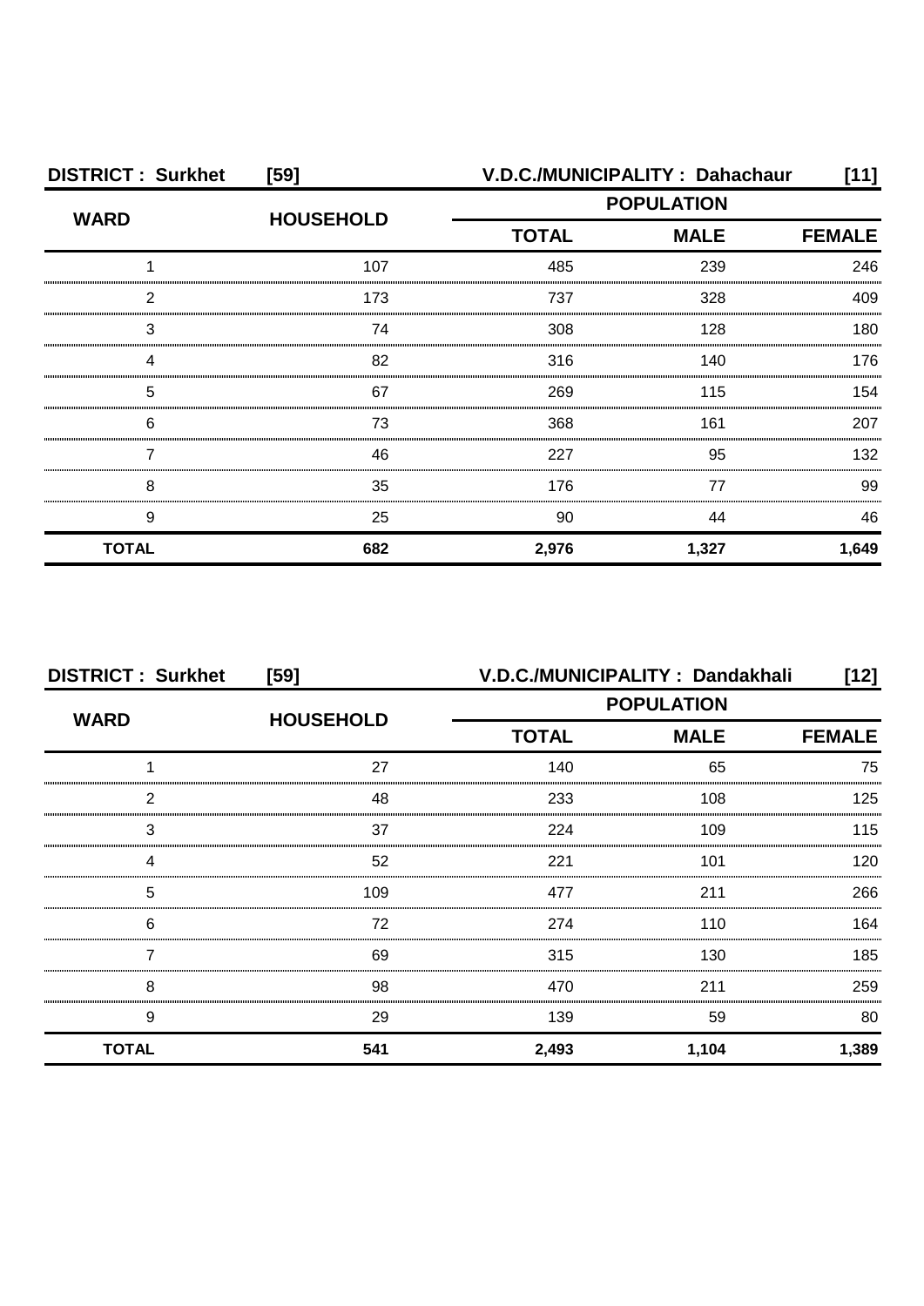**DISTRICT : Surkhet [59]** **V.D.C./MUNICIPALITY : Dahachaur [11]**

| WARD | HOUSEHOLD | POPULATION | | |
|---|---|---|---|---|
| | | TOTAL | MALE | FEMALE |
| 1 | 107 | 485 | 239 | 246 |
| 2 | 173 | 737 | 328 | 409 |
| 3 | 74 | 308 | 128 | 180 |
| 4 | 82 | 316 | 140 | 176 |
| 5 | 67 | 269 | 115 | 154 |
| 6 | 73 | 368 | 161 | 207 |
| 7 | 46 | 227 | 95 | 132 |
| 8 | 35 | 176 | 77 | 99 |
| 9 | 25 | 90 | 44 | 46 |
| **TOTAL** | **682** | **2,976** | **1,327** | **1,649** |

**DISTRICT : Surkhet [59]** **V.D.C./MUNICIPALITY : Dandakhali [12]**

| WARD | HOUSEHOLD | POPULATION | | |
|---|---|---|---|---|
| | | TOTAL | MALE | FEMALE |
| 1 | 27 | 140 | 65 | 75 |
| 2 | 48 | 233 | 108 | 125 |
| 3 | 37 | 224 | 109 | 115 |
| 4 | 52 | 221 | 101 | 120 |
| 5 | 109 | 477 | 211 | 266 |
| 6 | 72 | 274 | 110 | 164 |
| 7 | 69 | 315 | 130 | 185 |
| 8 | 98 | 470 | 211 | 259 |
| 9 | 29 | 139 | 59 | 80 |
| **TOTAL** | **541** | **2,493** | **1,104** | **1,389** |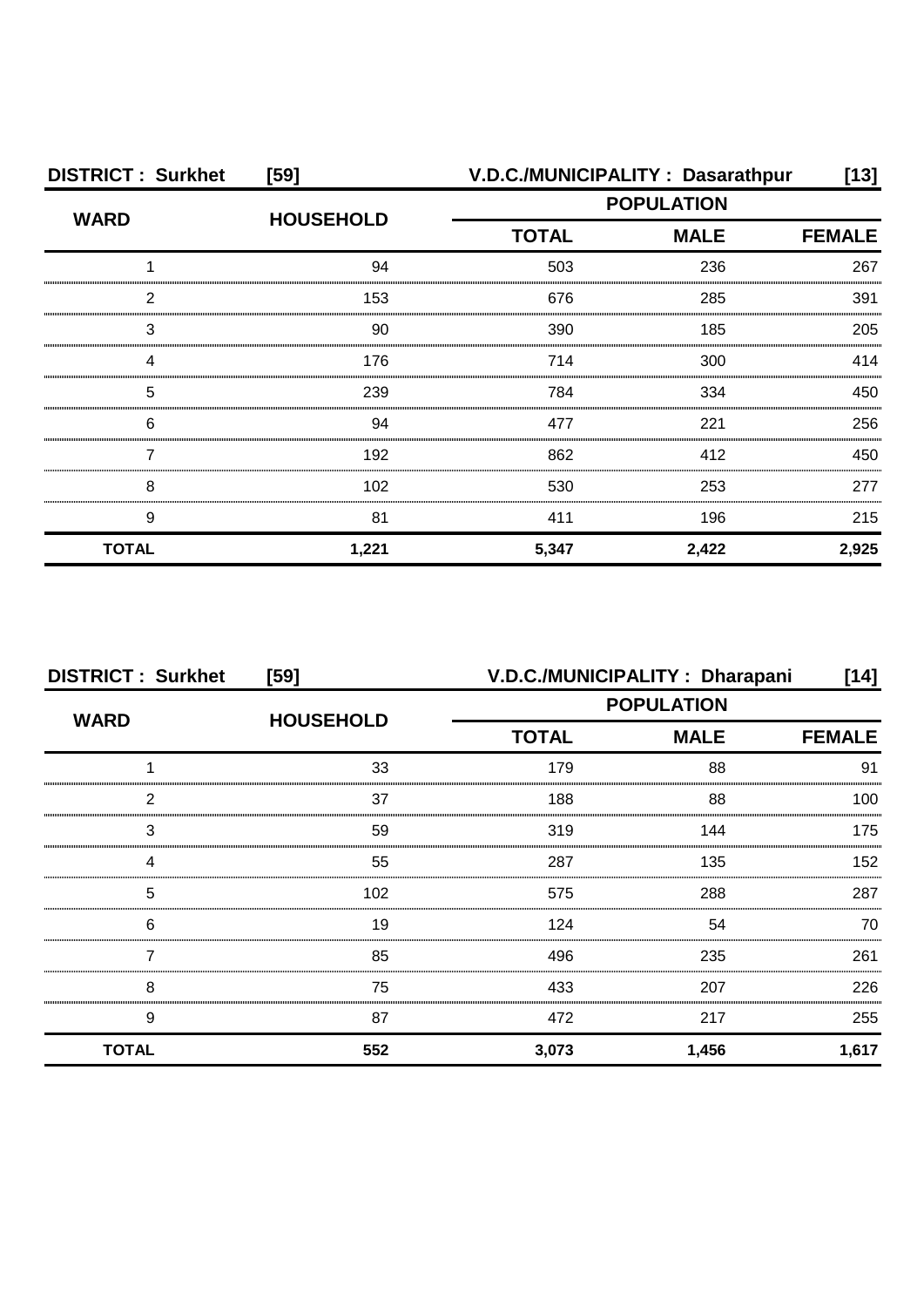**DISTRICT : Surkhet [59]** **V.D.C./MUNICIPALITY : Dasarathpur [13]**

| WARD | HOUSEHOLD | POPULATION | | |
|---|---|---|---|---|
| | | TOTAL | MALE | FEMALE |
| 1 | 94 | 503 | 236 | 267 |
| 2 | 153 | 676 | 285 | 391 |
| 3 | 90 | 390 | 185 | 205 |
| 4 | 176 | 714 | 300 | 414 |
| 5 | 239 | 784 | 334 | 450 |
| 6 | 94 | 477 | 221 | 256 |
| 7 | 192 | 862 | 412 | 450 |
| 8 | 102 | 530 | 253 | 277 |
| 9 | 81 | 411 | 196 | 215 |
| **TOTAL** | **1,221** | **5,347** | **2,422** | **2,925** |

**DISTRICT : Surkhet [59]** **V.D.C./MUNICIPALITY : Dharapani [14]**

| WARD | HOUSEHOLD | POPULATION | | |
|---|---|---|---|---|
| | | TOTAL | MALE | FEMALE |
| 1 | 33 | 179 | 88 | 91 |
| 2 | 37 | 188 | 88 | 100 |
| 3 | 59 | 319 | 144 | 175 |
| 4 | 55 | 287 | 135 | 152 |
| 5 | 102 | 575 | 288 | 287 |
| 6 | 19 | 124 | 54 | 70 |
| 7 | 85 | 496 | 235 | 261 |
| 8 | 75 | 433 | 207 | 226 |
| 9 | 87 | 472 | 217 | 255 |
| **TOTAL** | **552** | **3,073** | **1,456** | **1,617** |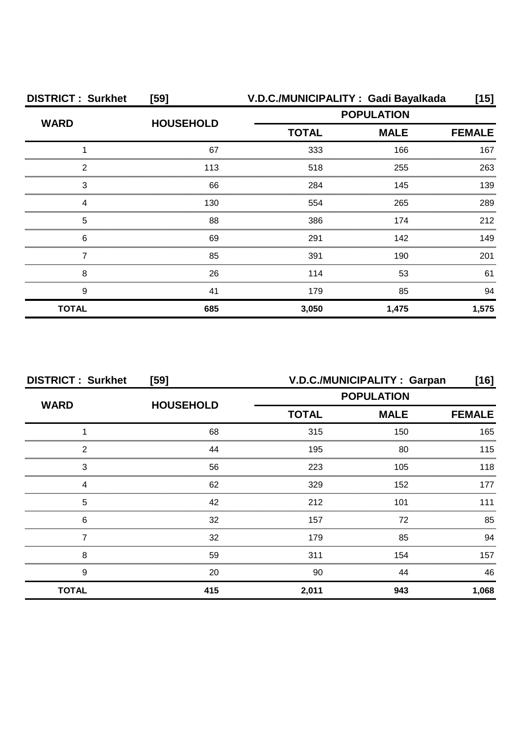**DISTRICT : Surkhet [59]** **V.D.C./MUNICIPALITY : Gadi Bayalkada [15]**

| WARD | HOUSEHOLD | POPULATION | | |
|---|---|---|---|---|
| | | TOTAL | MALE | FEMALE |
| 1 | 67 | 333 | 166 | 167 |
| 2 | 113 | 518 | 255 | 263 |
| 3 | 66 | 284 | 145 | 139 |
| 4 | 130 | 554 | 265 | 289 |
| 5 | 88 | 386 | 174 | 212 |
| 6 | 69 | 291 | 142 | 149 |
| 7 | 85 | 391 | 190 | 201 |
| 8 | 26 | 114 | 53 | 61 |
| 9 | 41 | 179 | 85 | 94 |
| **TOTAL** | **685** | **3,050** | **1,475** | **1,575** |

**DISTRICT : Surkhet [59]** **V.D.C./MUNICIPALITY : Garpan [16]**

| WARD | HOUSEHOLD | POPULATION | | |
|---|---|---|---|---|
| | | TOTAL | MALE | FEMALE |
| 1 | 68 | 315 | 150 | 165 |
| 2 | 44 | 195 | 80 | 115 |
| 3 | 56 | 223 | 105 | 118 |
| 4 | 62 | 329 | 152 | 177 |
| 5 | 42 | 212 | 101 | 111 |
| 6 | 32 | 157 | 72 | 85 |
| 7 | 32 | 179 | 85 | 94 |
| 8 | 59 | 311 | 154 | 157 |
| 9 | 20 | 90 | 44 | 46 |
| **TOTAL** | **415** | **2,011** | **943** | **1,068** |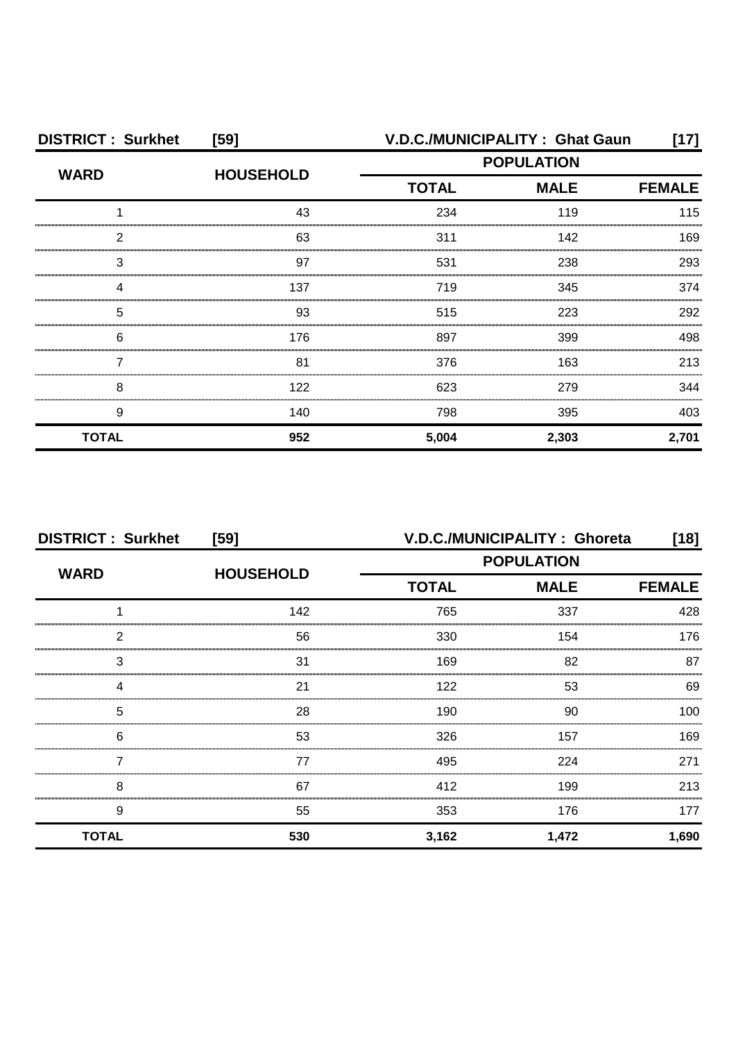**DISTRICT : Surkhet [59]** **V.D.C./MUNICIPALITY : Ghat Gaun [17]**

| WARD | HOUSEHOLD | POPULATION | | |
|---|---|---|---|---|
| | | TOTAL | MALE | FEMALE |
| 1 | 43 | 234 | 119 | 115 |
| 2 | 63 | 311 | 142 | 169 |
| 3 | 97 | 531 | 238 | 293 |
| 4 | 137 | 719 | 345 | 374 |
| 5 | 93 | 515 | 223 | 292 |
| 6 | 176 | 897 | 399 | 498 |
| 7 | 81 | 376 | 163 | 213 |
| 8 | 122 | 623 | 279 | 344 |
| 9 | 140 | 798 | 395 | 403 |
| **TOTAL** | **952** | **5,004** | **2,303** | **2,701** |

**DISTRICT : Surkhet [59]** **V.D.C./MUNICIPALITY : Ghoreta [18]**

| WARD | HOUSEHOLD | POPULATION | | |
|---|---|---|---|---|
| | | TOTAL | MALE | FEMALE |
| 1 | 142 | 765 | 337 | 428 |
| 2 | 56 | 330 | 154 | 176 |
| 3 | 31 | 169 | 82 | 87 |
| 4 | 21 | 122 | 53 | 69 |
| 5 | 28 | 190 | 90 | 100 |
| 6 | 53 | 326 | 157 | 169 |
| 7 | 77 | 495 | 224 | 271 |
| 8 | 67 | 412 | 199 | 213 |
| 9 | 55 | 353 | 176 | 177 |
| **TOTAL** | **530** | **3,162** | **1,472** | **1,690** |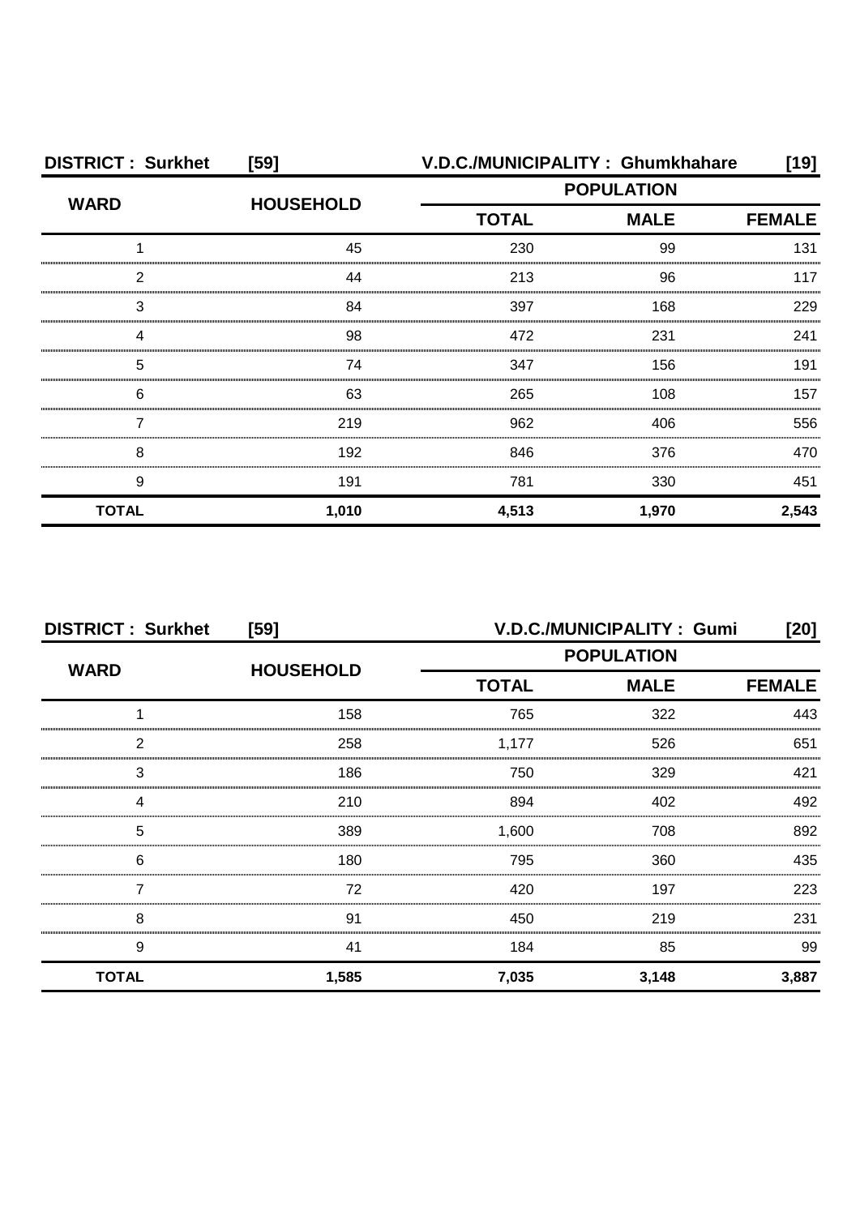**DISTRICT : Surkhet [59]** **V.D.C./MUNICIPALITY : Ghumkhahare [19]**

| WARD | HOUSEHOLD | POPULATION | | |
|---|---|---|---|---|
| | | TOTAL | MALE | FEMALE |
| 1 | 45 | 230 | 99 | 131 |
| 2 | 44 | 213 | 96 | 117 |
| 3 | 84 | 397 | 168 | 229 |
| 4 | 98 | 472 | 231 | 241 |
| 5 | 74 | 347 | 156 | 191 |
| 6 | 63 | 265 | 108 | 157 |
| 7 | 219 | 962 | 406 | 556 |
| 8 | 192 | 846 | 376 | 470 |
| 9 | 191 | 781 | 330 | 451 |
| **TOTAL** | **1,010** | **4,513** | **1,970** | **2,543** |

**DISTRICT : Surkhet [59]** **V.D.C./MUNICIPALITY : Gumi [20]**

| WARD | HOUSEHOLD | POPULATION | | |
|---|---|---|---|---|
| | | TOTAL | MALE | FEMALE |
| 1 | 158 | 765 | 322 | 443 |
| 2 | 258 | 1,177 | 526 | 651 |
| 3 | 186 | 750 | 329 | 421 |
| 4 | 210 | 894 | 402 | 492 |
| 5 | 389 | 1,600 | 708 | 892 |
| 6 | 180 | 795 | 360 | 435 |
| 7 | 72 | 420 | 197 | 223 |
| 8 | 91 | 450 | 219 | 231 |
| 9 | 41 | 184 | 85 | 99 |
| **TOTAL** | **1,585** | **7,035** | **3,148** | **3,887** |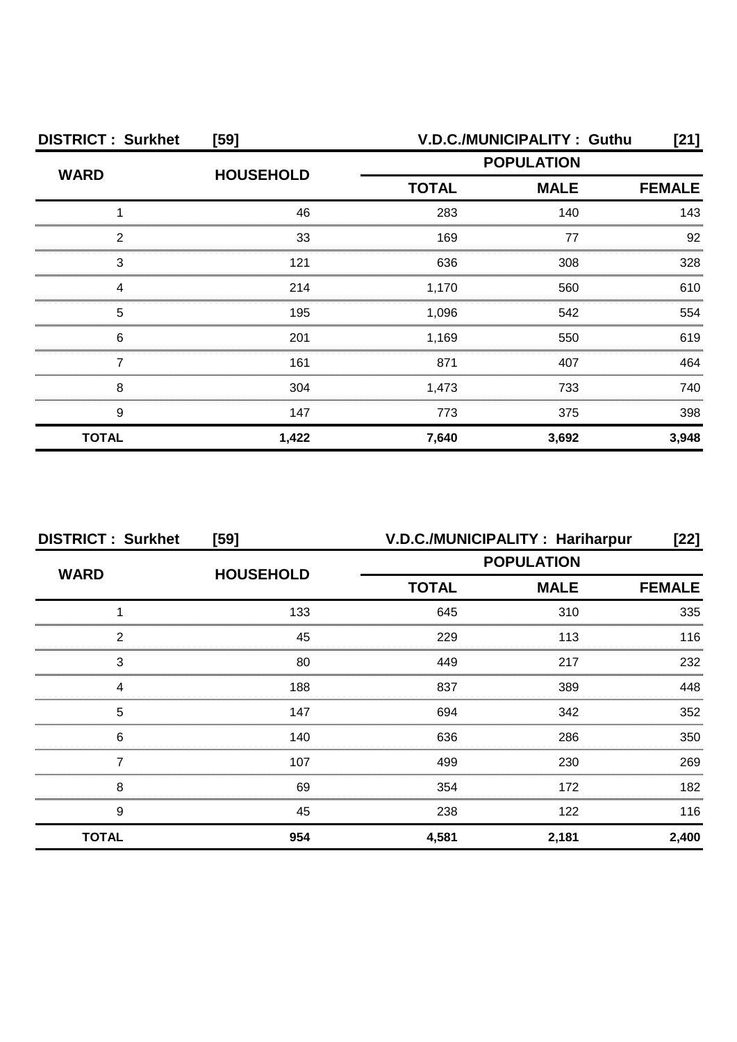**DISTRICT : Surkhet [59] V.D.C./MUNICIPALITY : Guthu [21]**

| WARD | HOUSEHOLD | POPULATION | | |
|---|---|---|---|---|
| | | TOTAL | MALE | FEMALE |
| 1 | 46 | 283 | 140 | 143 |
| 2 | 33 | 169 | 77 | 92 |
| 3 | 121 | 636 | 308 | 328 |
| 4 | 214 | 1,170 | 560 | 610 |
| 5 | 195 | 1,096 | 542 | 554 |
| 6 | 201 | 1,169 | 550 | 619 |
| 7 | 161 | 871 | 407 | 464 |
| 8 | 304 | 1,473 | 733 | 740 |
| 9 | 147 | 773 | 375 | 398 |
| **TOTAL** | **1,422** | **7,640** | **3,692** | **3,948** |

**DISTRICT : Surkhet [59] V.D.C./MUNICIPALITY : Hariharpur [22]**

| WARD | HOUSEHOLD | POPULATION | | |
|---|---|---|---|---|
| | | TOTAL | MALE | FEMALE |
| 1 | 133 | 645 | 310 | 335 |
| 2 | 45 | 229 | 113 | 116 |
| 3 | 80 | 449 | 217 | 232 |
| 4 | 188 | 837 | 389 | 448 |
| 5 | 147 | 694 | 342 | 352 |
| 6 | 140 | 636 | 286 | 350 |
| 7 | 107 | 499 | 230 | 269 |
| 8 | 69 | 354 | 172 | 182 |
| 9 | 45 | 238 | 122 | 116 |
| **TOTAL** | **954** | **4,581** | **2,181** | **2,400** |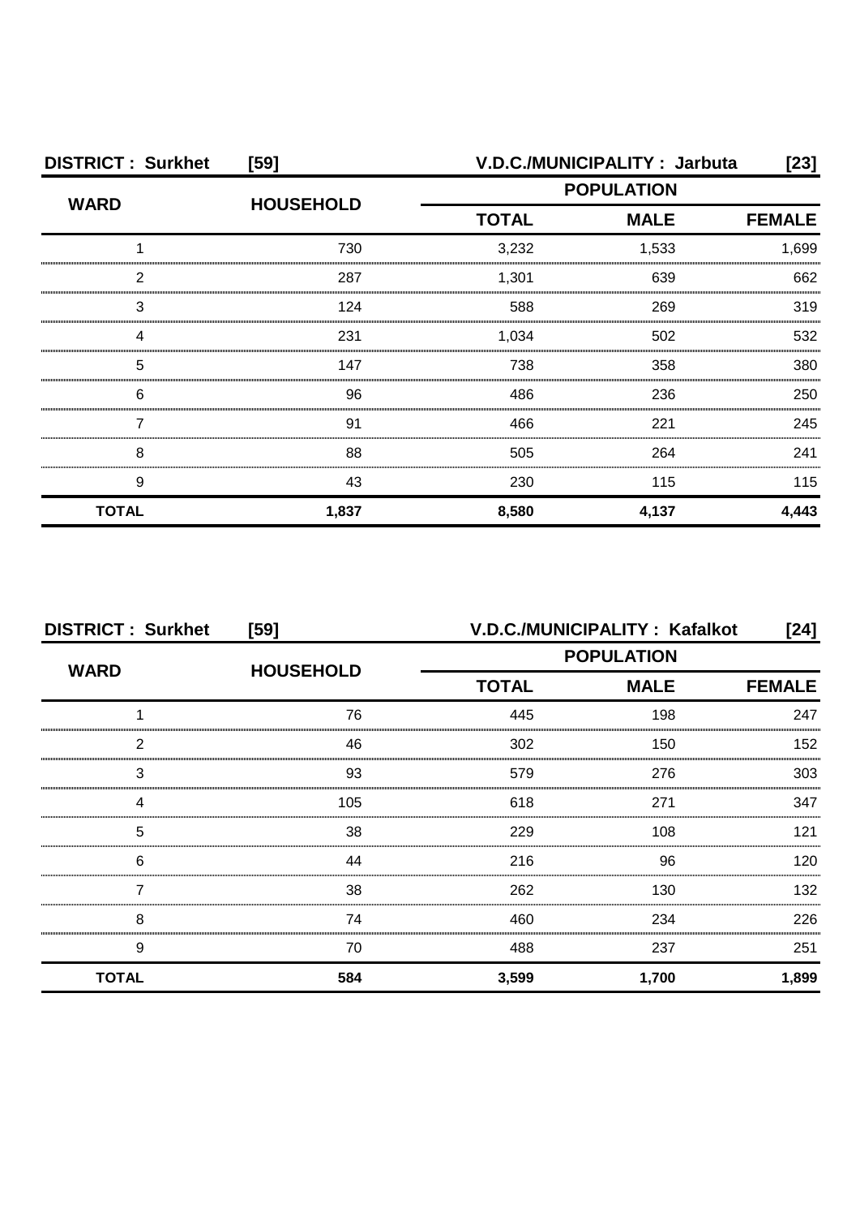**DISTRICT : Surkhet [59]** **V.D.C./MUNICIPALITY : Jarbuta [23]**

| WARD | HOUSEHOLD | POPULATION | | |
|---|---|---|---|---|
| | | TOTAL | MALE | FEMALE |
| 1 | 730 | 3,232 | 1,533 | 1,699 |
| 2 | 287 | 1,301 | 639 | 662 |
| 3 | 124 | 588 | 269 | 319 |
| 4 | 231 | 1,034 | 502 | 532 |
| 5 | 147 | 738 | 358 | 380 |
| 6 | 96 | 486 | 236 | 250 |
| 7 | 91 | 466 | 221 | 245 |
| 8 | 88 | 505 | 264 | 241 |
| 9 | 43 | 230 | 115 | 115 |
| **TOTAL** | **1,837** | **8,580** | **4,137** | **4,443** |

**DISTRICT : Surkhet [59]** **V.D.C./MUNICIPALITY : Kafalkot [24]**

| WARD | HOUSEHOLD | POPULATION | | |
|---|---|---|---|---|
| | | TOTAL | MALE | FEMALE |
| 1 | 76 | 445 | 198 | 247 |
| 2 | 46 | 302 | 150 | 152 |
| 3 | 93 | 579 | 276 | 303 |
| 4 | 105 | 618 | 271 | 347 |
| 5 | 38 | 229 | 108 | 121 |
| 6 | 44 | 216 | 96 | 120 |
| 7 | 38 | 262 | 130 | 132 |
| 8 | 74 | 460 | 234 | 226 |
| 9 | 70 | 488 | 237 | 251 |
| **TOTAL** | **584** | **3,599** | **1,700** | **1,899** |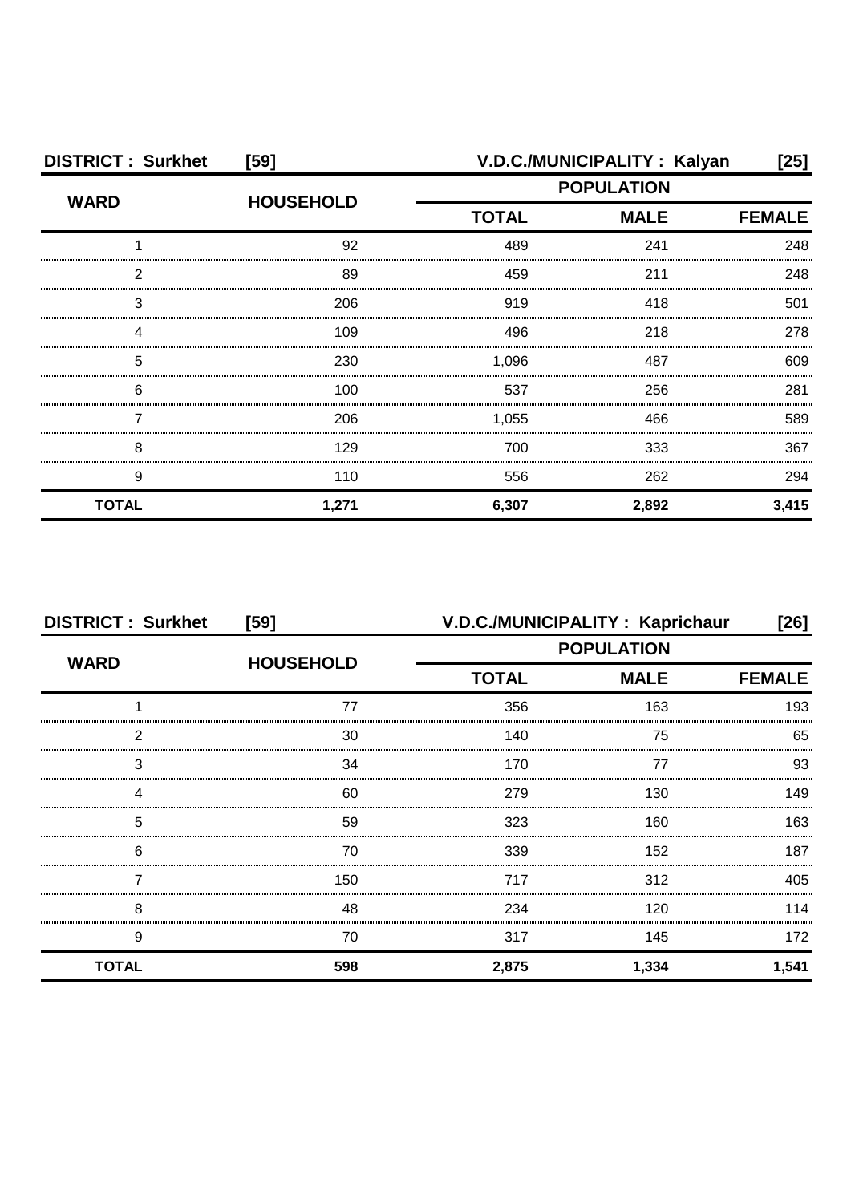| DISTRICT : Surkhet | [59] | V.D.C./MUNICIPALITY : Kalyan | | [25] |
|---|---|---|---|---|
| WARD | HOUSEHOLD | POPULATION | | |
| | | TOTAL | MALE | FEMALE |
| 1 | 92 | 489 | 241 | 248 |
| 2 | 89 | 459 | 211 | 248 |
| 3 | 206 | 919 | 418 | 501 |
| 4 | 109 | 496 | 218 | 278 |
| 5 | 230 | 1,096 | 487 | 609 |
| 6 | 100 | 537 | 256 | 281 |
| 7 | 206 | 1,055 | 466 | 589 |
| 8 | 129 | 700 | 333 | 367 |
| 9 | 110 | 556 | 262 | 294 |
| **TOTAL** | **1,271** | **6,307** | **2,892** | **3,415** |

| DISTRICT : Surkhet | [59] | V.D.C./MUNICIPALITY : Kaprichaur | | [26] |
|---|---|---|---|---|
| WARD | HOUSEHOLD | POPULATION | | |
| | | TOTAL | MALE | FEMALE |
| 1 | 77 | 356 | 163 | 193 |
| 2 | 30 | 140 | 75 | 65 |
| 3 | 34 | 170 | 77 | 93 |
| 4 | 60 | 279 | 130 | 149 |
| 5 | 59 | 323 | 160 | 163 |
| 6 | 70 | 339 | 152 | 187 |
| 7 | 150 | 717 | 312 | 405 |
| 8 | 48 | 234 | 120 | 114 |
| 9 | 70 | 317 | 145 | 172 |
| **TOTAL** | **598** | **2,875** | **1,334** | **1,541** |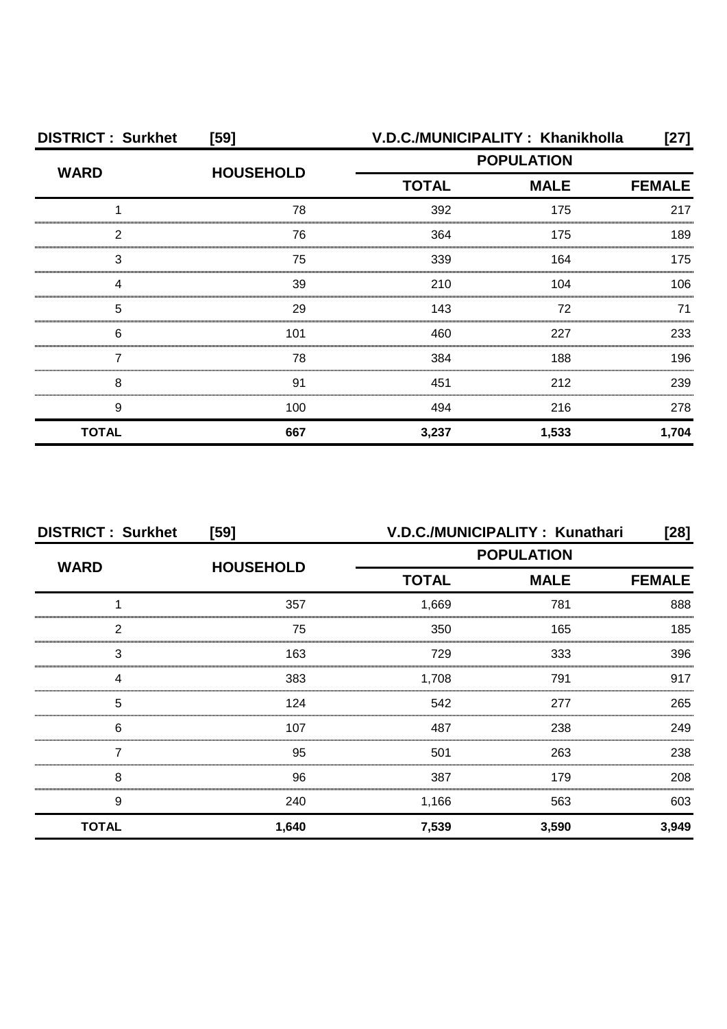| DISTRICT : Surkhet | [59] | V.D.C./MUNICIPALITY : Khanikholla | | [27] |
|---|---|---|---|---|
| WARD | HOUSEHOLD | POPULATION | | |
| | | TOTAL | MALE | FEMALE |
| 1 | 78 | 392 | 175 | 217 |
| 2 | 76 | 364 | 175 | 189 |
| 3 | 75 | 339 | 164 | 175 |
| 4 | 39 | 210 | 104 | 106 |
| 5 | 29 | 143 | 72 | 71 |
| 6 | 101 | 460 | 227 | 233 |
| 7 | 78 | 384 | 188 | 196 |
| 8 | 91 | 451 | 212 | 239 |
| 9 | 100 | 494 | 216 | 278 |
| **TOTAL** | **667** | **3,237** | **1,533** | **1,704** |

| DISTRICT : Surkhet | [59] | V.D.C./MUNICIPALITY : Kunathari | | [28] |
|---|---|---|---|---|
| WARD | HOUSEHOLD | POPULATION | | |
| | | TOTAL | MALE | FEMALE |
| 1 | 357 | 1,669 | 781 | 888 |
| 2 | 75 | 350 | 165 | 185 |
| 3 | 163 | 729 | 333 | 396 |
| 4 | 383 | 1,708 | 791 | 917 |
| 5 | 124 | 542 | 277 | 265 |
| 6 | 107 | 487 | 238 | 249 |
| 7 | 95 | 501 | 263 | 238 |
| 8 | 96 | 387 | 179 | 208 |
| 9 | 240 | 1,166 | 563 | 603 |
| **TOTAL** | **1,640** | **7,539** | **3,590** | **3,949** |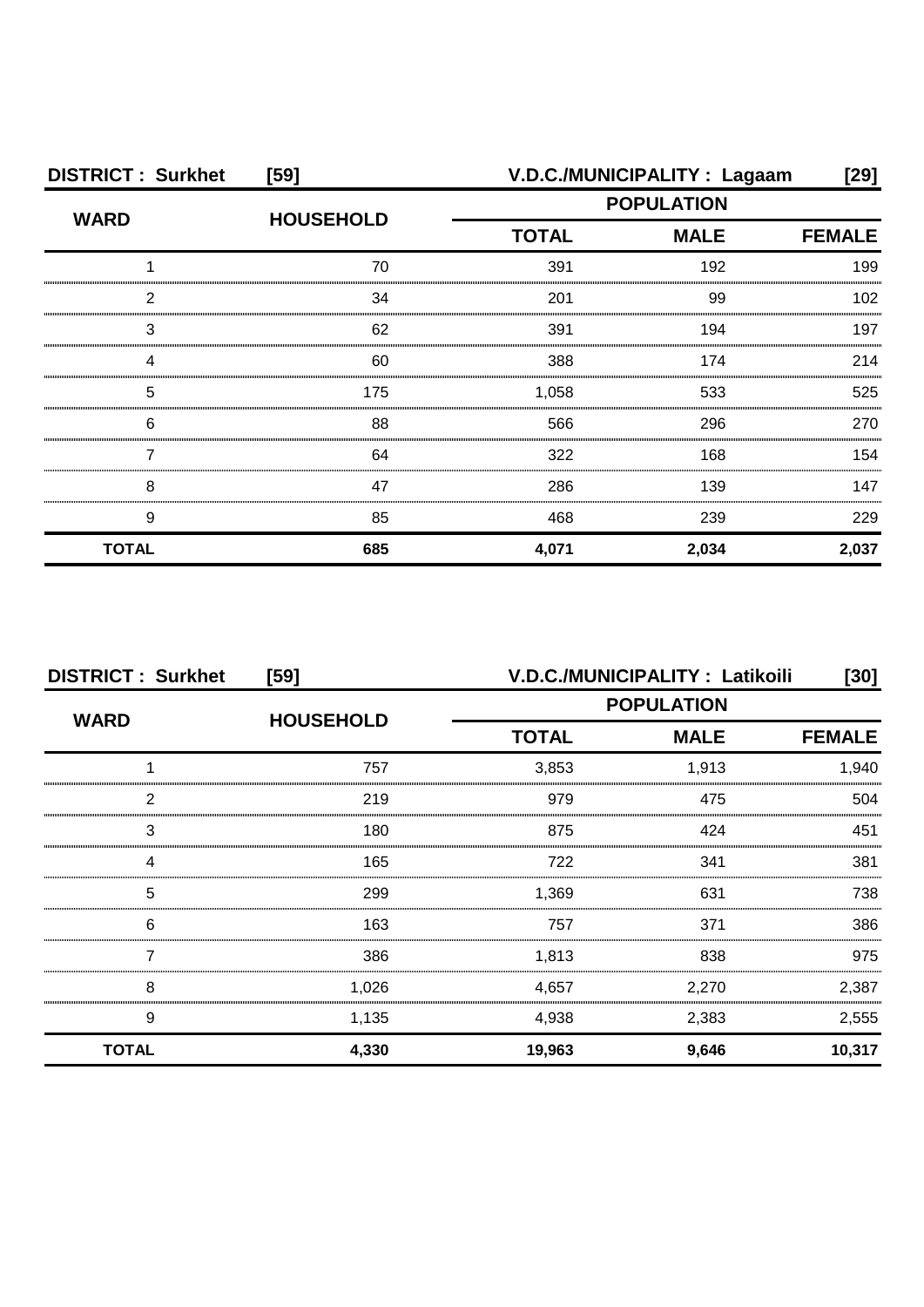**DISTRICT : Surkhet [59]** **V.D.C./MUNICIPALITY : Lagaam [29]**

| WARD | HOUSEHOLD | POPULATION | | |
|---|---|---|---|---|
| | | TOTAL | MALE | FEMALE |
| 1 | 70 | 391 | 192 | 199 |
| 2 | 34 | 201 | 99 | 102 |
| 3 | 62 | 391 | 194 | 197 |
| 4 | 60 | 388 | 174 | 214 |
| 5 | 175 | 1,058 | 533 | 525 |
| 6 | 88 | 566 | 296 | 270 |
| 7 | 64 | 322 | 168 | 154 |
| 8 | 47 | 286 | 139 | 147 |
| 9 | 85 | 468 | 239 | 229 |
| **TOTAL** | **685** | **4,071** | **2,034** | **2,037** |

**DISTRICT : Surkhet [59]** **V.D.C./MUNICIPALITY : Latikoili [30]**

| WARD | HOUSEHOLD | POPULATION | | |
|---|---|---|---|---|
| | | TOTAL | MALE | FEMALE |
| 1 | 757 | 3,853 | 1,913 | 1,940 |
| 2 | 219 | 979 | 475 | 504 |
| 3 | 180 | 875 | 424 | 451 |
| 4 | 165 | 722 | 341 | 381 |
| 5 | 299 | 1,369 | 631 | 738 |
| 6 | 163 | 757 | 371 | 386 |
| 7 | 386 | 1,813 | 838 | 975 |
| 8 | 1,026 | 4,657 | 2,270 | 2,387 |
| 9 | 1,135 | 4,938 | 2,383 | 2,555 |
| **TOTAL** | **4,330** | **19,963** | **9,646** | **10,317** |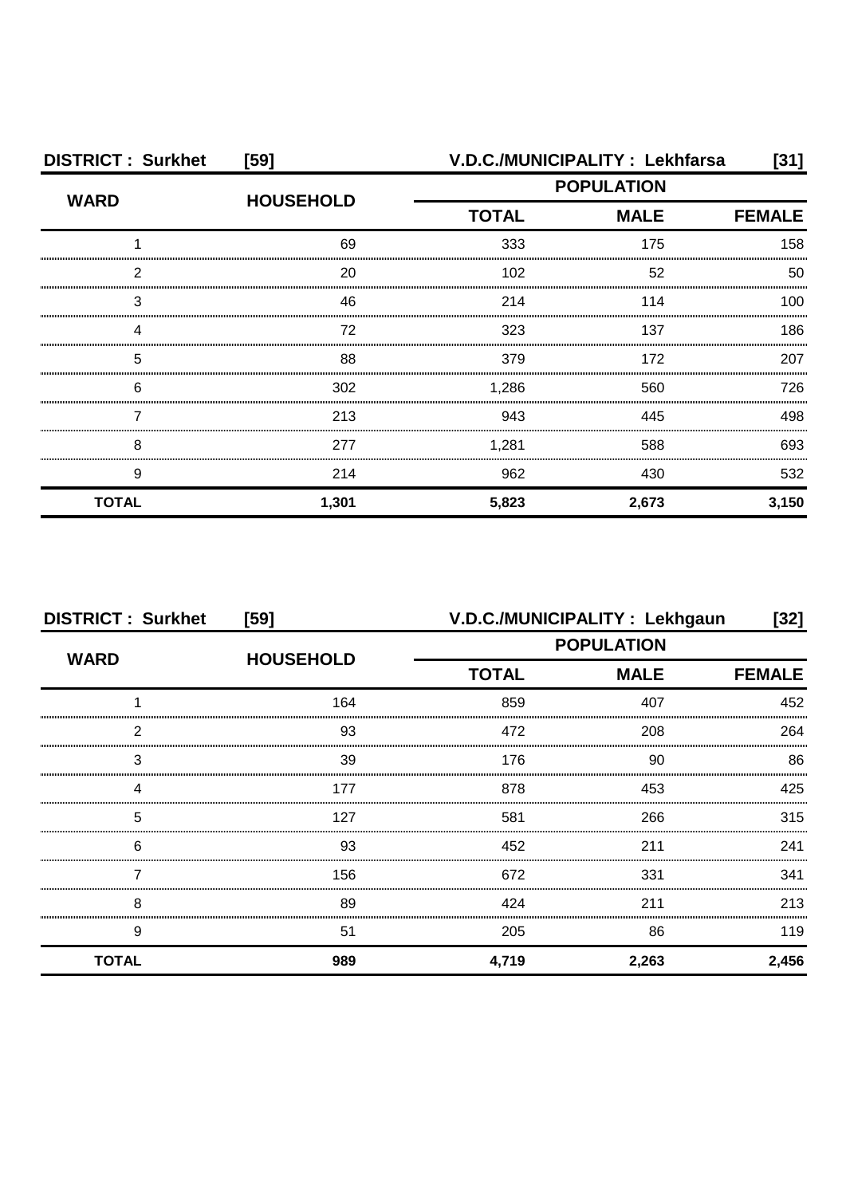| DISTRICT : Surkhet | [59] | V.D.C./MUNICIPALITY : Lekhfarsa | | [31] |
|---|---|---|---|---|
| WARD | HOUSEHOLD | POPULATION | | |
| | | TOTAL | MALE | FEMALE |
| 1 | 69 | 333 | 175 | 158 |
| 2 | 20 | 102 | 52 | 50 |
| 3 | 46 | 214 | 114 | 100 |
| 4 | 72 | 323 | 137 | 186 |
| 5 | 88 | 379 | 172 | 207 |
| 6 | 302 | 1,286 | 560 | 726 |
| 7 | 213 | 943 | 445 | 498 |
| 8 | 277 | 1,281 | 588 | 693 |
| 9 | 214 | 962 | 430 | 532 |
| **TOTAL** | **1,301** | **5,823** | **2,673** | **3,150** |

| DISTRICT : Surkhet | [59] | V.D.C./MUNICIPALITY : Lekhgaun | | [32] |
|---|---|---|---|---|
| WARD | HOUSEHOLD | POPULATION | | |
| | | TOTAL | MALE | FEMALE |
| 1 | 164 | 859 | 407 | 452 |
| 2 | 93 | 472 | 208 | 264 |
| 3 | 39 | 176 | 90 | 86 |
| 4 | 177 | 878 | 453 | 425 |
| 5 | 127 | 581 | 266 | 315 |
| 6 | 93 | 452 | 211 | 241 |
| 7 | 156 | 672 | 331 | 341 |
| 8 | 89 | 424 | 211 | 213 |
| 9 | 51 | 205 | 86 | 119 |
| **TOTAL** | **989** | **4,719** | **2,263** | **2,456** |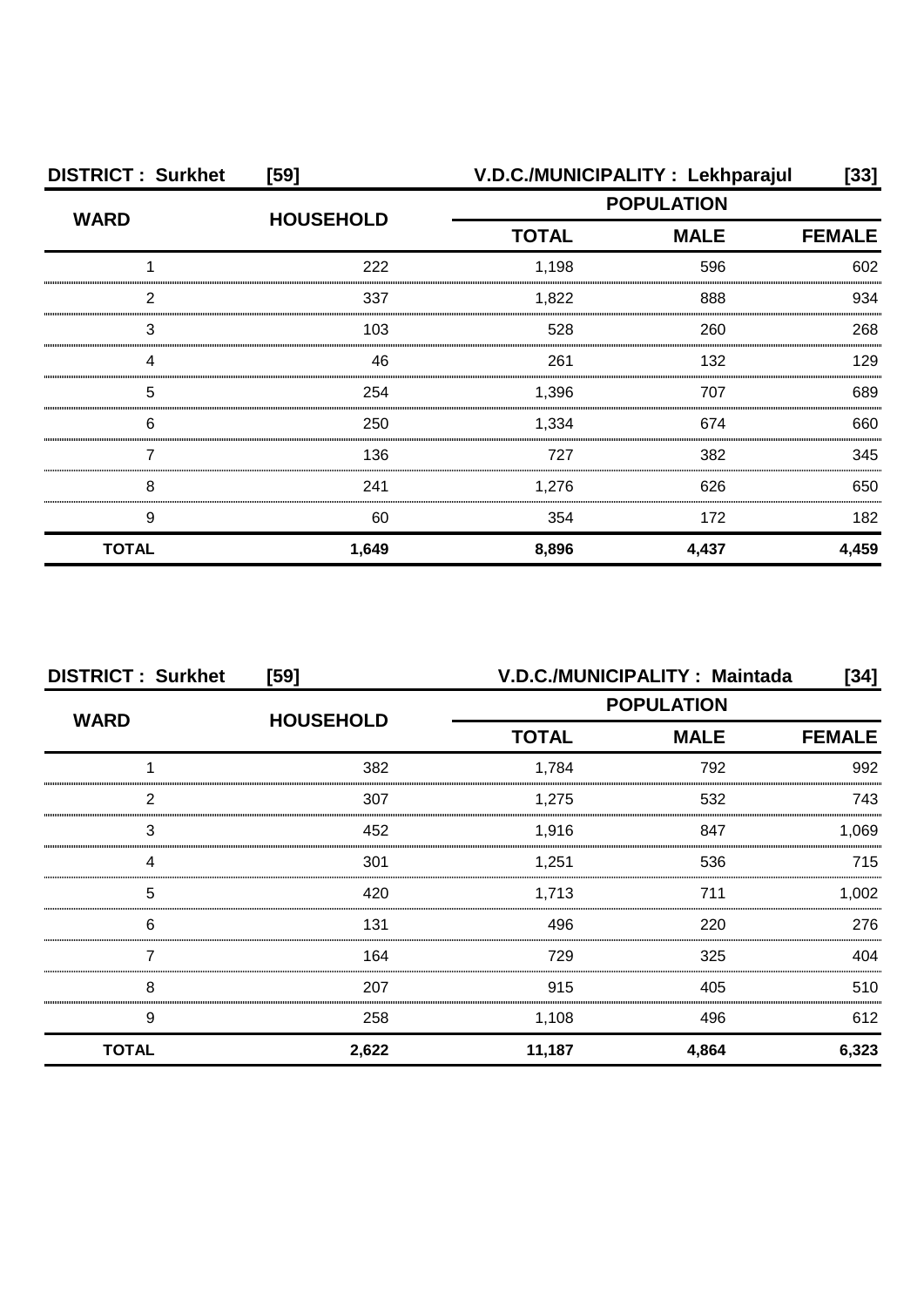**DISTRICT : Surkhet [59]** **V.D.C./MUNICIPALITY : Lekhparajul [33]**

| WARD | HOUSEHOLD | POPULATION | | |
|---|---|---|---|---|
| | | TOTAL | MALE | FEMALE |
| 1 | 222 | 1,198 | 596 | 602 |
| 2 | 337 | 1,822 | 888 | 934 |
| 3 | 103 | 528 | 260 | 268 |
| 4 | 46 | 261 | 132 | 129 |
| 5 | 254 | 1,396 | 707 | 689 |
| 6 | 250 | 1,334 | 674 | 660 |
| 7 | 136 | 727 | 382 | 345 |
| 8 | 241 | 1,276 | 626 | 650 |
| 9 | 60 | 354 | 172 | 182 |
| **TOTAL** | **1,649** | **8,896** | **4,437** | **4,459** |

**DISTRICT : Surkhet [59]** **V.D.C./MUNICIPALITY : Maintada [34]**

| WARD | HOUSEHOLD | POPULATION | | |
|---|---|---|---|---|
| | | TOTAL | MALE | FEMALE |
| 1 | 382 | 1,784 | 792 | 992 |
| 2 | 307 | 1,275 | 532 | 743 |
| 3 | 452 | 1,916 | 847 | 1,069 |
| 4 | 301 | 1,251 | 536 | 715 |
| 5 | 420 | 1,713 | 711 | 1,002 |
| 6 | 131 | 496 | 220 | 276 |
| 7 | 164 | 729 | 325 | 404 |
| 8 | 207 | 915 | 405 | 510 |
| 9 | 258 | 1,108 | 496 | 612 |
| **TOTAL** | **2,622** | **11,187** | **4,864** | **6,323** |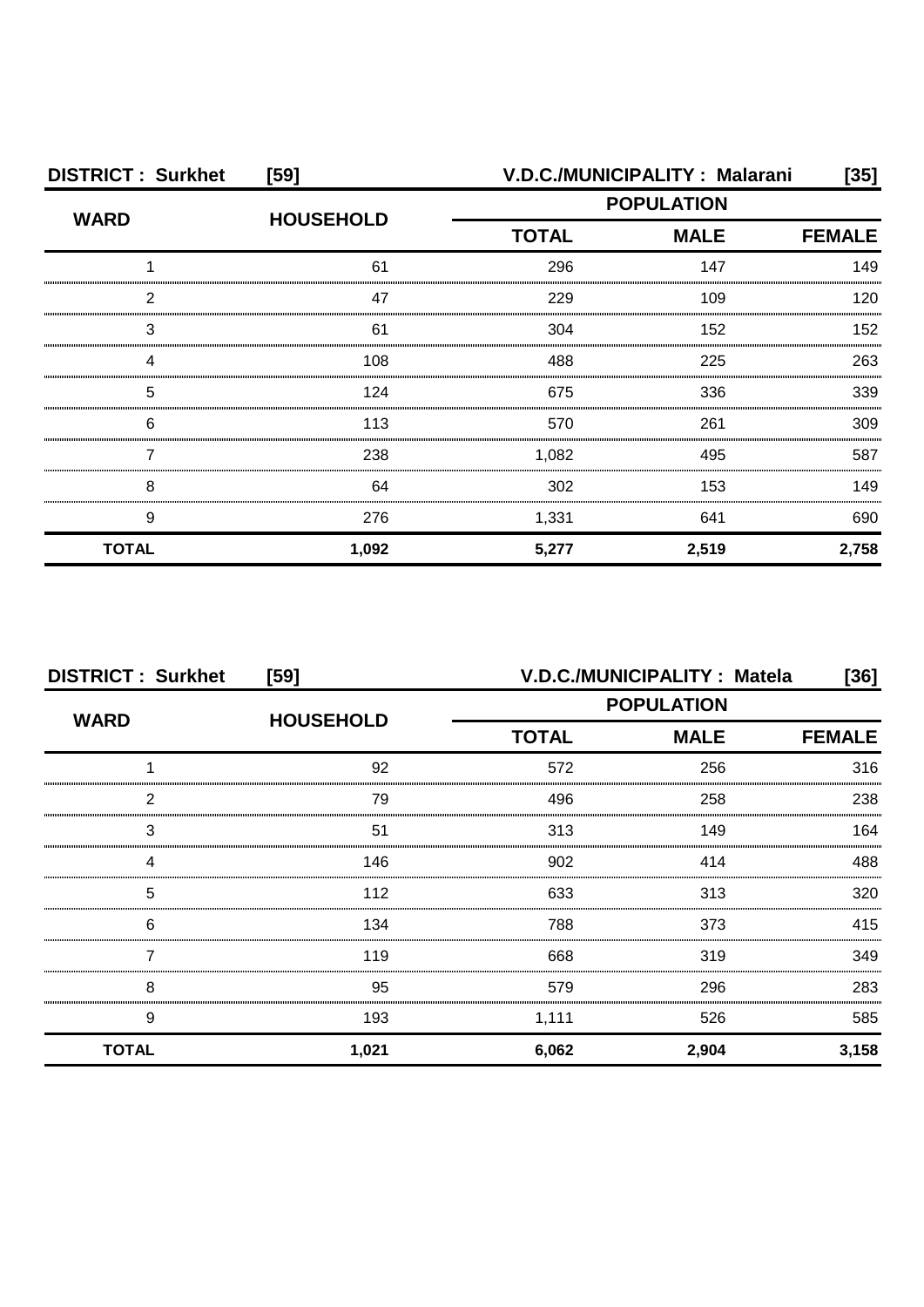**DISTRICT : Surkhet [59]** **V.D.C./MUNICIPALITY : Malarani [35]**

| WARD | HOUSEHOLD | POPULATION | | |
|---|---|---|---|---|
| | | TOTAL | MALE | FEMALE |
| 1 | 61 | 296 | 147 | 149 |
| 2 | 47 | 229 | 109 | 120 |
| 3 | 61 | 304 | 152 | 152 |
| 4 | 108 | 488 | 225 | 263 |
| 5 | 124 | 675 | 336 | 339 |
| 6 | 113 | 570 | 261 | 309 |
| 7 | 238 | 1,082 | 495 | 587 |
| 8 | 64 | 302 | 153 | 149 |
| 9 | 276 | 1,331 | 641 | 690 |
| **TOTAL** | **1,092** | **5,277** | **2,519** | **2,758** |

**DISTRICT : Surkhet [59]** **V.D.C./MUNICIPALITY : Matela [36]**

| WARD | HOUSEHOLD | POPULATION | | |
|---|---|---|---|---|
| | | TOTAL | MALE | FEMALE |
| 1 | 92 | 572 | 256 | 316 |
| 2 | 79 | 496 | 258 | 238 |
| 3 | 51 | 313 | 149 | 164 |
| 4 | 146 | 902 | 414 | 488 |
| 5 | 112 | 633 | 313 | 320 |
| 6 | 134 | 788 | 373 | 415 |
| 7 | 119 | 668 | 319 | 349 |
| 8 | 95 | 579 | 296 | 283 |
| 9 | 193 | 1,111 | 526 | 585 |
| **TOTAL** | **1,021** | **6,062** | **2,904** | **3,158** |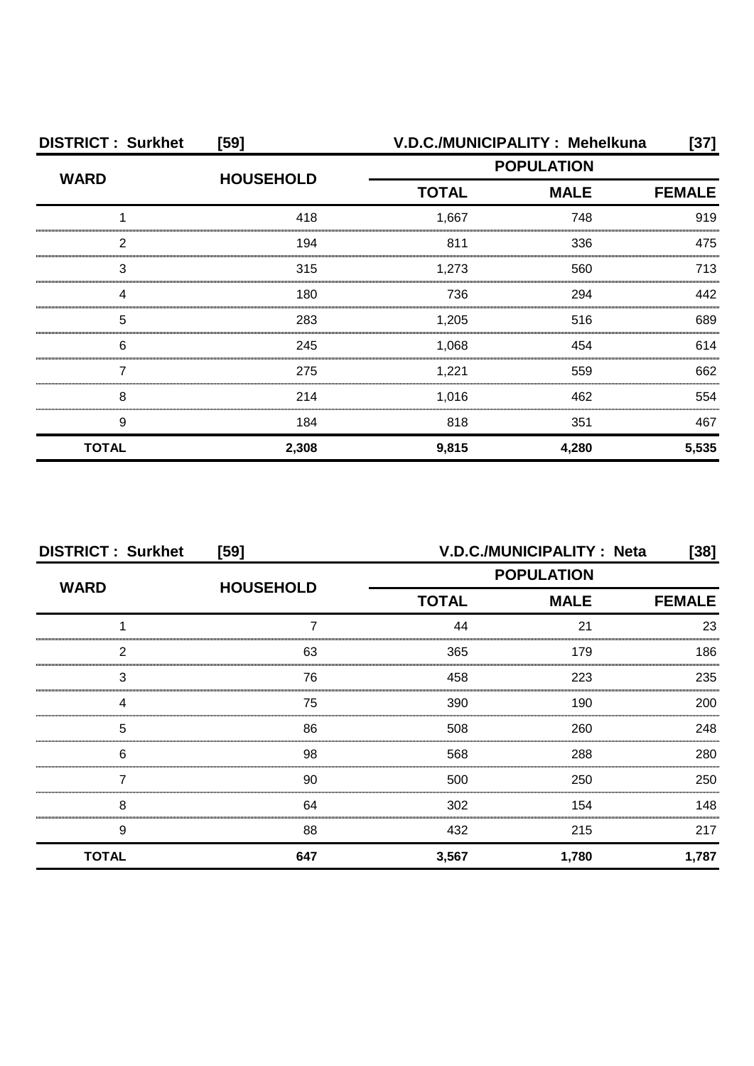**DISTRICT : Surkhet [59]** **V.D.C./MUNICIPALITY : Mehelkuna [37]**

| WARD | HOUSEHOLD | POPULATION | | |
|---|---|---|---|---|
| | | TOTAL | MALE | FEMALE |
| 1 | 418 | 1,667 | 748 | 919 |
| 2 | 194 | 811 | 336 | 475 |
| 3 | 315 | 1,273 | 560 | 713 |
| 4 | 180 | 736 | 294 | 442 |
| 5 | 283 | 1,205 | 516 | 689 |
| 6 | 245 | 1,068 | 454 | 614 |
| 7 | 275 | 1,221 | 559 | 662 |
| 8 | 214 | 1,016 | 462 | 554 |
| 9 | 184 | 818 | 351 | 467 |
| **TOTAL** | **2,308** | **9,815** | **4,280** | **5,535** |

**DISTRICT : Surkhet [59]** **V.D.C./MUNICIPALITY : Neta [38]**

| WARD | HOUSEHOLD | POPULATION | | |
|---|---|---|---|---|
| | | TOTAL | MALE | FEMALE |
| 1 | 7 | 44 | 21 | 23 |
| 2 | 63 | 365 | 179 | 186 |
| 3 | 76 | 458 | 223 | 235 |
| 4 | 75 | 390 | 190 | 200 |
| 5 | 86 | 508 | 260 | 248 |
| 6 | 98 | 568 | 288 | 280 |
| 7 | 90 | 500 | 250 | 250 |
| 8 | 64 | 302 | 154 | 148 |
| 9 | 88 | 432 | 215 | 217 |
| **TOTAL** | **647** | **3,567** | **1,780** | **1,787** |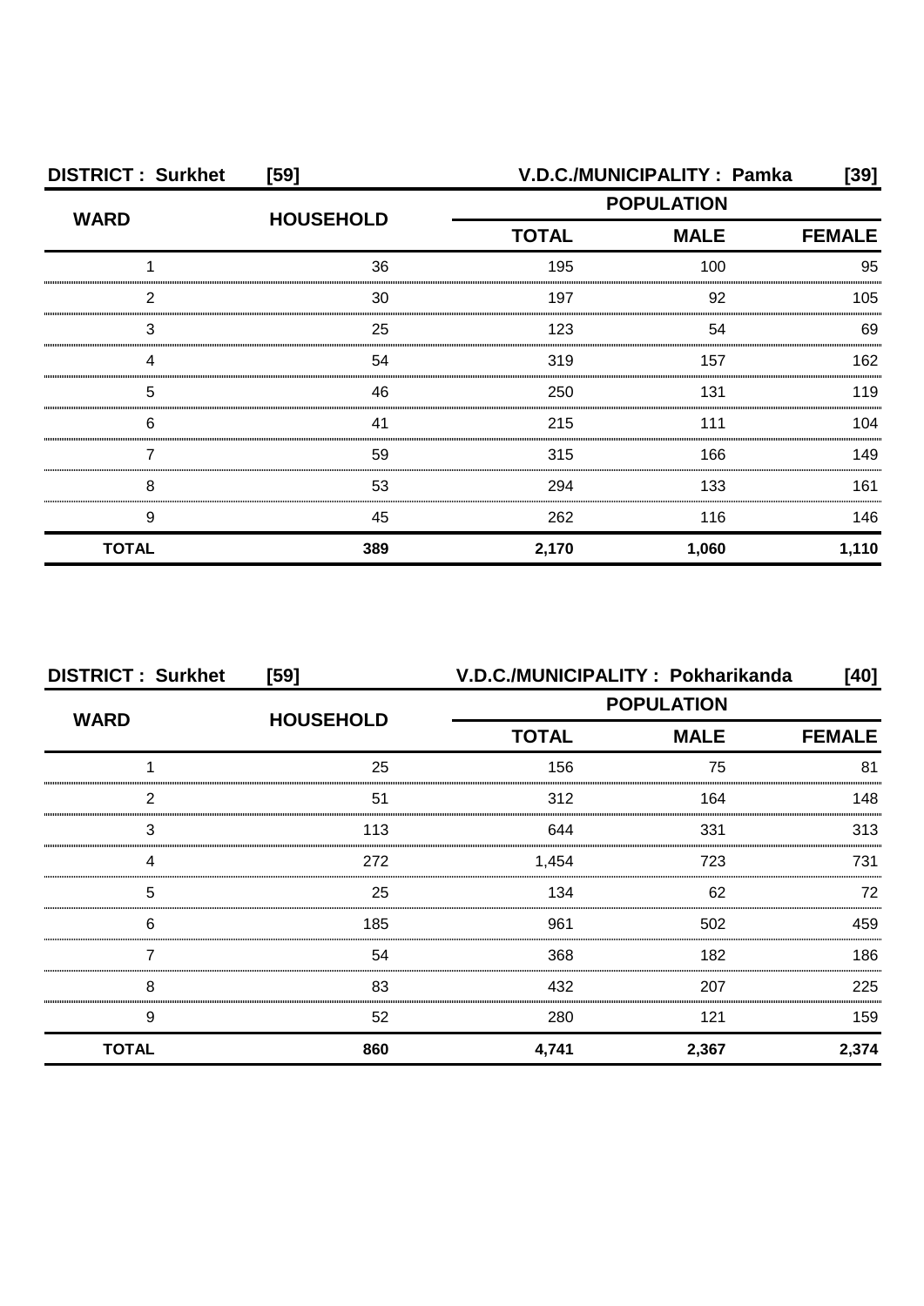**DISTRICT : Surkhet [59]** **V.D.C./MUNICIPALITY : Pamka [39]**

| WARD | HOUSEHOLD | POPULATION | | |
|---|---|---|---|---|
| | | TOTAL | MALE | FEMALE |
| 1 | 36 | 195 | 100 | 95 |
| 2 | 30 | 197 | 92 | 105 |
| 3 | 25 | 123 | 54 | 69 |
| 4 | 54 | 319 | 157 | 162 |
| 5 | 46 | 250 | 131 | 119 |
| 6 | 41 | 215 | 111 | 104 |
| 7 | 59 | 315 | 166 | 149 |
| 8 | 53 | 294 | 133 | 161 |
| 9 | 45 | 262 | 116 | 146 |
| **TOTAL** | **389** | **2,170** | **1,060** | **1,110** |

**DISTRICT : Surkhet [59]** **V.D.C./MUNICIPALITY : Pokharikanda [40]**

| WARD | HOUSEHOLD | POPULATION | | |
|---|---|---|---|---|
| | | TOTAL | MALE | FEMALE |
| 1 | 25 | 156 | 75 | 81 |
| 2 | 51 | 312 | 164 | 148 |
| 3 | 113 | 644 | 331 | 313 |
| 4 | 272 | 1,454 | 723 | 731 |
| 5 | 25 | 134 | 62 | 72 |
| 6 | 185 | 961 | 502 | 459 |
| 7 | 54 | 368 | 182 | 186 |
| 8 | 83 | 432 | 207 | 225 |
| 9 | 52 | 280 | 121 | 159 |
| **TOTAL** | **860** | **4,741** | **2,367** | **2,374** |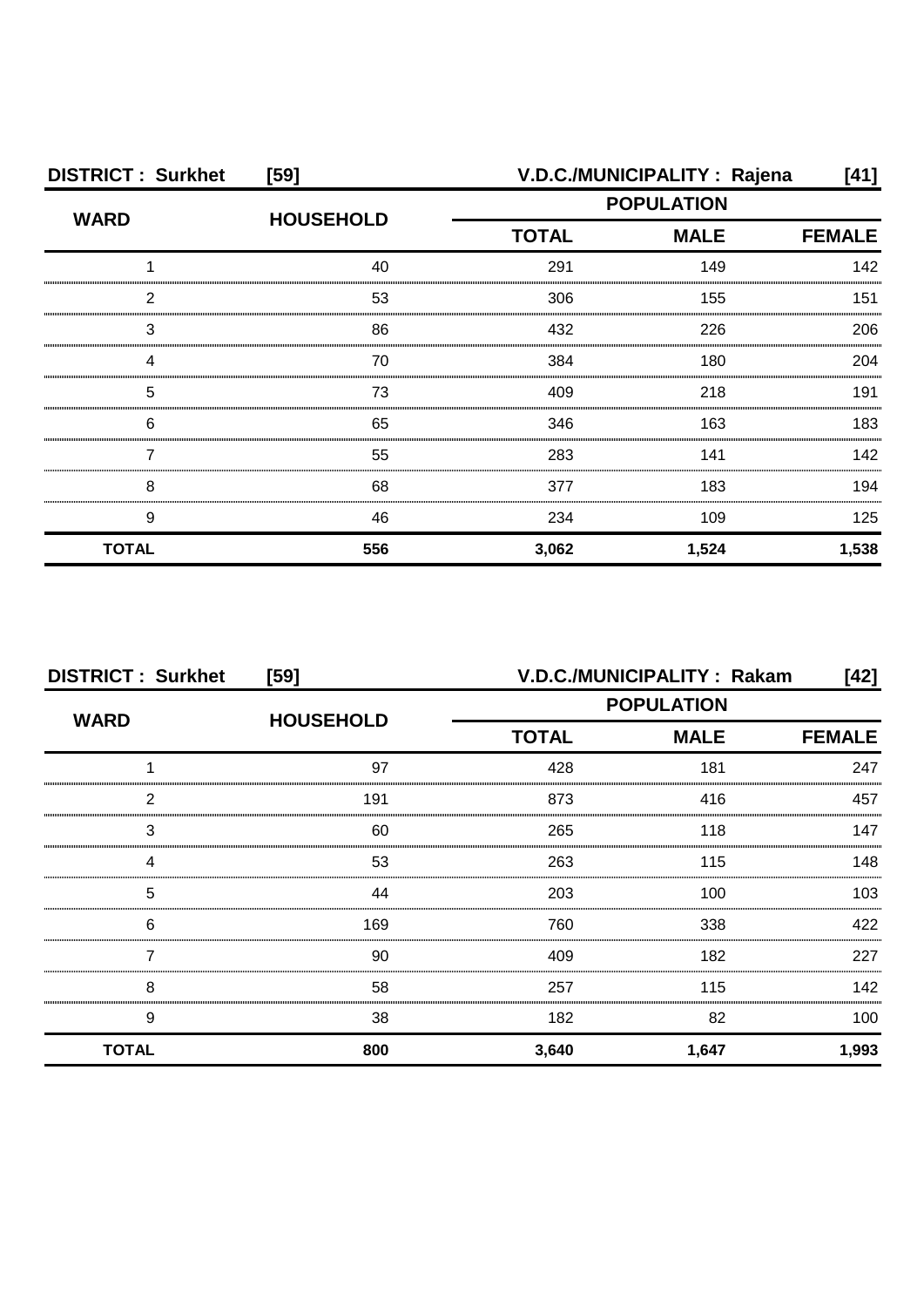**DISTRICT : Surkhet [59]** **V.D.C./MUNICIPALITY : Rajena [41]**

| WARD | HOUSEHOLD | POPULATION | | |
|---|---|---|---|---|
| | | TOTAL | MALE | FEMALE |
| 1 | 40 | 291 | 149 | 142 |
| 2 | 53 | 306 | 155 | 151 |
| 3 | 86 | 432 | 226 | 206 |
| 4 | 70 | 384 | 180 | 204 |
| 5 | 73 | 409 | 218 | 191 |
| 6 | 65 | 346 | 163 | 183 |
| 7 | 55 | 283 | 141 | 142 |
| 8 | 68 | 377 | 183 | 194 |
| 9 | 46 | 234 | 109 | 125 |
| **TOTAL** | **556** | **3,062** | **1,524** | **1,538** |

**DISTRICT : Surkhet [59]** **V.D.C./MUNICIPALITY : Rakam [42]**

| WARD | HOUSEHOLD | POPULATION | | |
|---|---|---|---|---|
| | | TOTAL | MALE | FEMALE |
| 1 | 97 | 428 | 181 | 247 |
| 2 | 191 | 873 | 416 | 457 |
| 3 | 60 | 265 | 118 | 147 |
| 4 | 53 | 263 | 115 | 148 |
| 5 | 44 | 203 | 100 | 103 |
| 6 | 169 | 760 | 338 | 422 |
| 7 | 90 | 409 | 182 | 227 |
| 8 | 58 | 257 | 115 | 142 |
| 9 | 38 | 182 | 82 | 100 |
| **TOTAL** | **800** | **3,640** | **1,647** | **1,993** |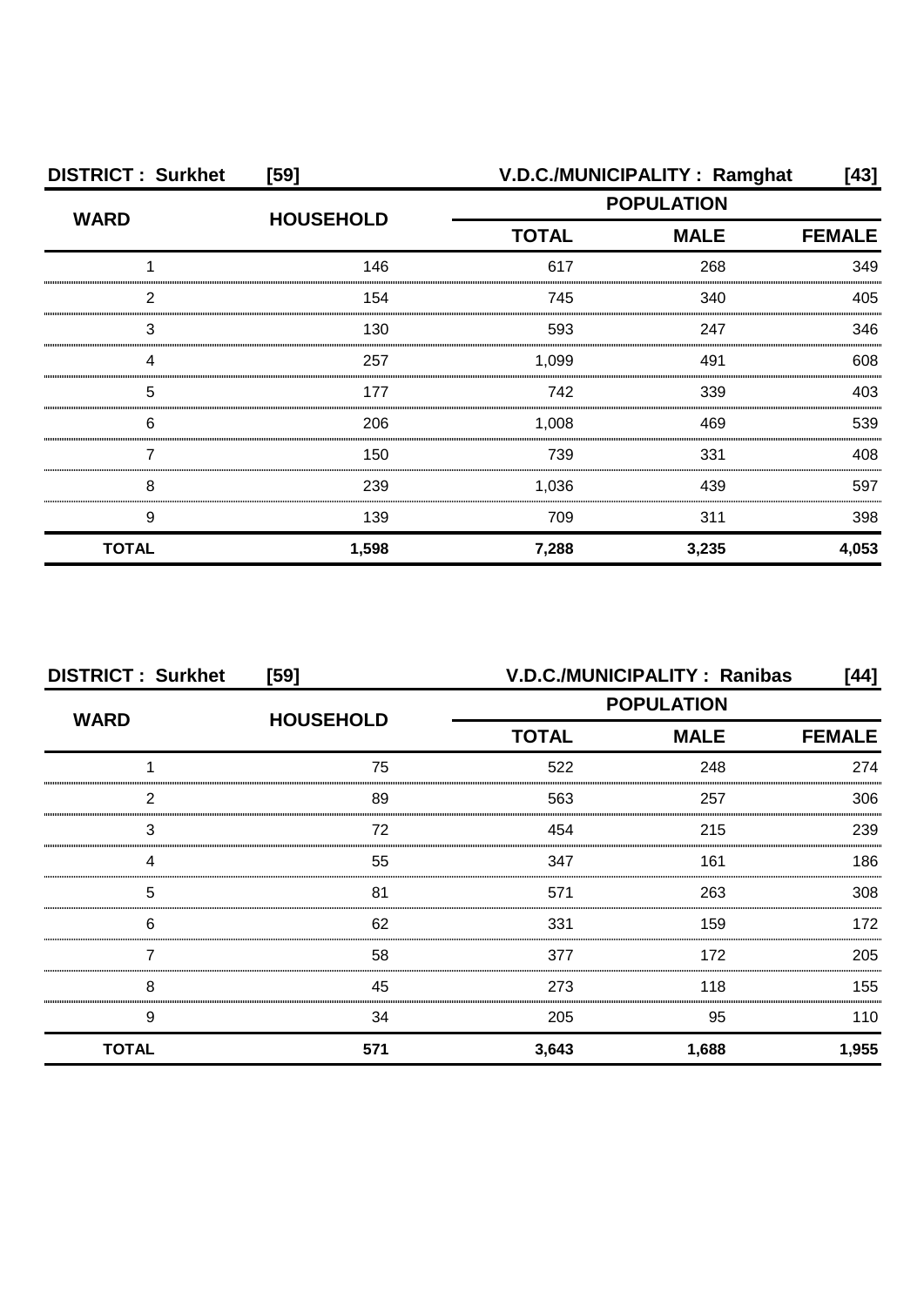| DISTRICT : Surkhet | [59] | V.D.C./MUNICIPALITY : Ramghat | | [43] |
|---|---|---|---|---|
| WARD | HOUSEHOLD | POPULATION | | |
| | | TOTAL | MALE | FEMALE |
| 1 | 146 | 617 | 268 | 349 |
| 2 | 154 | 745 | 340 | 405 |
| 3 | 130 | 593 | 247 | 346 |
| 4 | 257 | 1,099 | 491 | 608 |
| 5 | 177 | 742 | 339 | 403 |
| 6 | 206 | 1,008 | 469 | 539 |
| 7 | 150 | 739 | 331 | 408 |
| 8 | 239 | 1,036 | 439 | 597 |
| 9 | 139 | 709 | 311 | 398 |
| **TOTAL** | **1,598** | **7,288** | **3,235** | **4,053** |

| DISTRICT : Surkhet | [59] | V.D.C./MUNICIPALITY : Ranibas | | [44] |
|---|---|---|---|---|
| WARD | HOUSEHOLD | POPULATION | | |
| | | TOTAL | MALE | FEMALE |
| 1 | 75 | 522 | 248 | 274 |
| 2 | 89 | 563 | 257 | 306 |
| 3 | 72 | 454 | 215 | 239 |
| 4 | 55 | 347 | 161 | 186 |
| 5 | 81 | 571 | 263 | 308 |
| 6 | 62 | 331 | 159 | 172 |
| 7 | 58 | 377 | 172 | 205 |
| 8 | 45 | 273 | 118 | 155 |
| 9 | 34 | 205 | 95 | 110 |
| **TOTAL** | **571** | **3,643** | **1,688** | **1,955** |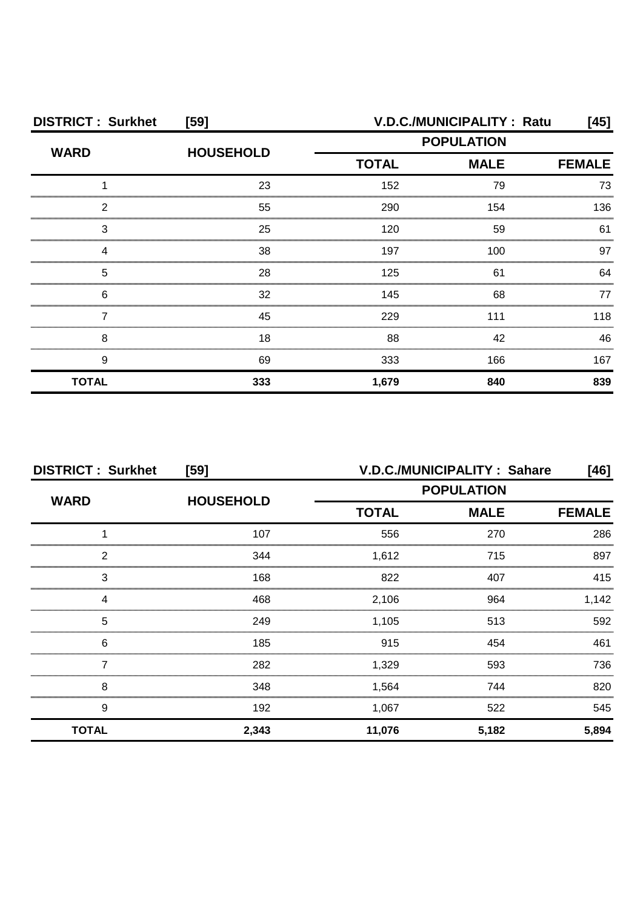**DISTRICT : Surkhet [59] V.D.C./MUNICIPALITY : Ratu [45]**

| WARD | HOUSEHOLD | POPULATION | | |
|---|---|---|---|---|
| | | TOTAL | MALE | FEMALE |
| 1 | 23 | 152 | 79 | 73 |
| 2 | 55 | 290 | 154 | 136 |
| 3 | 25 | 120 | 59 | 61 |
| 4 | 38 | 197 | 100 | 97 |
| 5 | 28 | 125 | 61 | 64 |
| 6 | 32 | 145 | 68 | 77 |
| 7 | 45 | 229 | 111 | 118 |
| 8 | 18 | 88 | 42 | 46 |
| 9 | 69 | 333 | 166 | 167 |
| **TOTAL** | **333** | **1,679** | **840** | **839** |

**DISTRICT : Surkhet [59] V.D.C./MUNICIPALITY : Sahare [46]**

| WARD | HOUSEHOLD | POPULATION | | |
|---|---|---|---|---|
| | | TOTAL | MALE | FEMALE |
| 1 | 107 | 556 | 270 | 286 |
| 2 | 344 | 1,612 | 715 | 897 |
| 3 | 168 | 822 | 407 | 415 |
| 4 | 468 | 2,106 | 964 | 1,142 |
| 5 | 249 | 1,105 | 513 | 592 |
| 6 | 185 | 915 | 454 | 461 |
| 7 | 282 | 1,329 | 593 | 736 |
| 8 | 348 | 1,564 | 744 | 820 |
| 9 | 192 | 1,067 | 522 | 545 |
| **TOTAL** | **2,343** | **11,076** | **5,182** | **5,894** |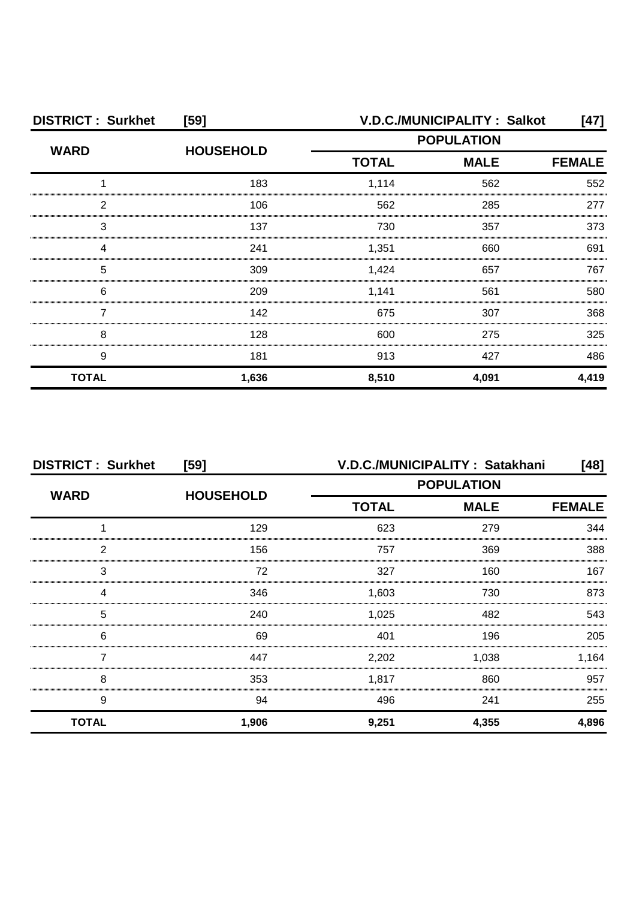**DISTRICT : Surkhet [59]** **V.D.C./MUNICIPALITY : Salkot [47]**

| WARD | HOUSEHOLD | POPULATION | | |
|---|---|---|---|---|
| | | TOTAL | MALE | FEMALE |
| 1 | 183 | 1,114 | 562 | 552 |
| 2 | 106 | 562 | 285 | 277 |
| 3 | 137 | 730 | 357 | 373 |
| 4 | 241 | 1,351 | 660 | 691 |
| 5 | 309 | 1,424 | 657 | 767 |
| 6 | 209 | 1,141 | 561 | 580 |
| 7 | 142 | 675 | 307 | 368 |
| 8 | 128 | 600 | 275 | 325 |
| 9 | 181 | 913 | 427 | 486 |
| **TOTAL** | **1,636** | **8,510** | **4,091** | **4,419** |

**DISTRICT : Surkhet [59]** **V.D.C./MUNICIPALITY : Satakhani [48]**

| WARD | HOUSEHOLD | POPULATION | | |
|---|---|---|---|---|
| | | TOTAL | MALE | FEMALE |
| 1 | 129 | 623 | 279 | 344 |
| 2 | 156 | 757 | 369 | 388 |
| 3 | 72 | 327 | 160 | 167 |
| 4 | 346 | 1,603 | 730 | 873 |
| 5 | 240 | 1,025 | 482 | 543 |
| 6 | 69 | 401 | 196 | 205 |
| 7 | 447 | 2,202 | 1,038 | 1,164 |
| 8 | 353 | 1,817 | 860 | 957 |
| 9 | 94 | 496 | 241 | 255 |
| **TOTAL** | **1,906** | **9,251** | **4,355** | **4,896** |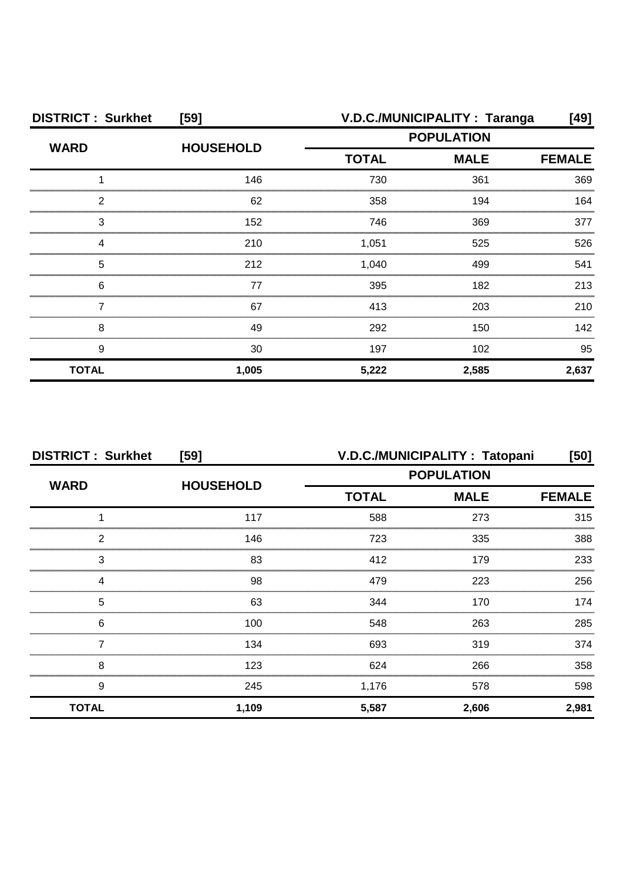| DISTRICT : Surkhet | [59] | V.D.C./MUNICIPALITY : Taranga | | [49] |
|---|---|---|---|---|
| WARD | HOUSEHOLD | POPULATION | | |
| | | TOTAL | MALE | FEMALE |
| 1 | 146 | 730 | 361 | 369 |
| 2 | 62 | 358 | 194 | 164 |
| 3 | 152 | 746 | 369 | 377 |
| 4 | 210 | 1,051 | 525 | 526 |
| 5 | 212 | 1,040 | 499 | 541 |
| 6 | 77 | 395 | 182 | 213 |
| 7 | 67 | 413 | 203 | 210 |
| 8 | 49 | 292 | 150 | 142 |
| 9 | 30 | 197 | 102 | 95 |
| **TOTAL** | **1,005** | **5,222** | **2,585** | **2,637** |

| DISTRICT : Surkhet | [59] | V.D.C./MUNICIPALITY : Tatopani | | [50] |
|---|---|---|---|---|
| WARD | HOUSEHOLD | POPULATION | | |
| | | TOTAL | MALE | FEMALE |
| 1 | 117 | 588 | 273 | 315 |
| 2 | 146 | 723 | 335 | 388 |
| 3 | 83 | 412 | 179 | 233 |
| 4 | 98 | 479 | 223 | 256 |
| 5 | 63 | 344 | 170 | 174 |
| 6 | 100 | 548 | 263 | 285 |
| 7 | 134 | 693 | 319 | 374 |
| 8 | 123 | 624 | 266 | 358 |
| 9 | 245 | 1,176 | 578 | 598 |
| **TOTAL** | **1,109** | **5,587** | **2,606** | **2,981** |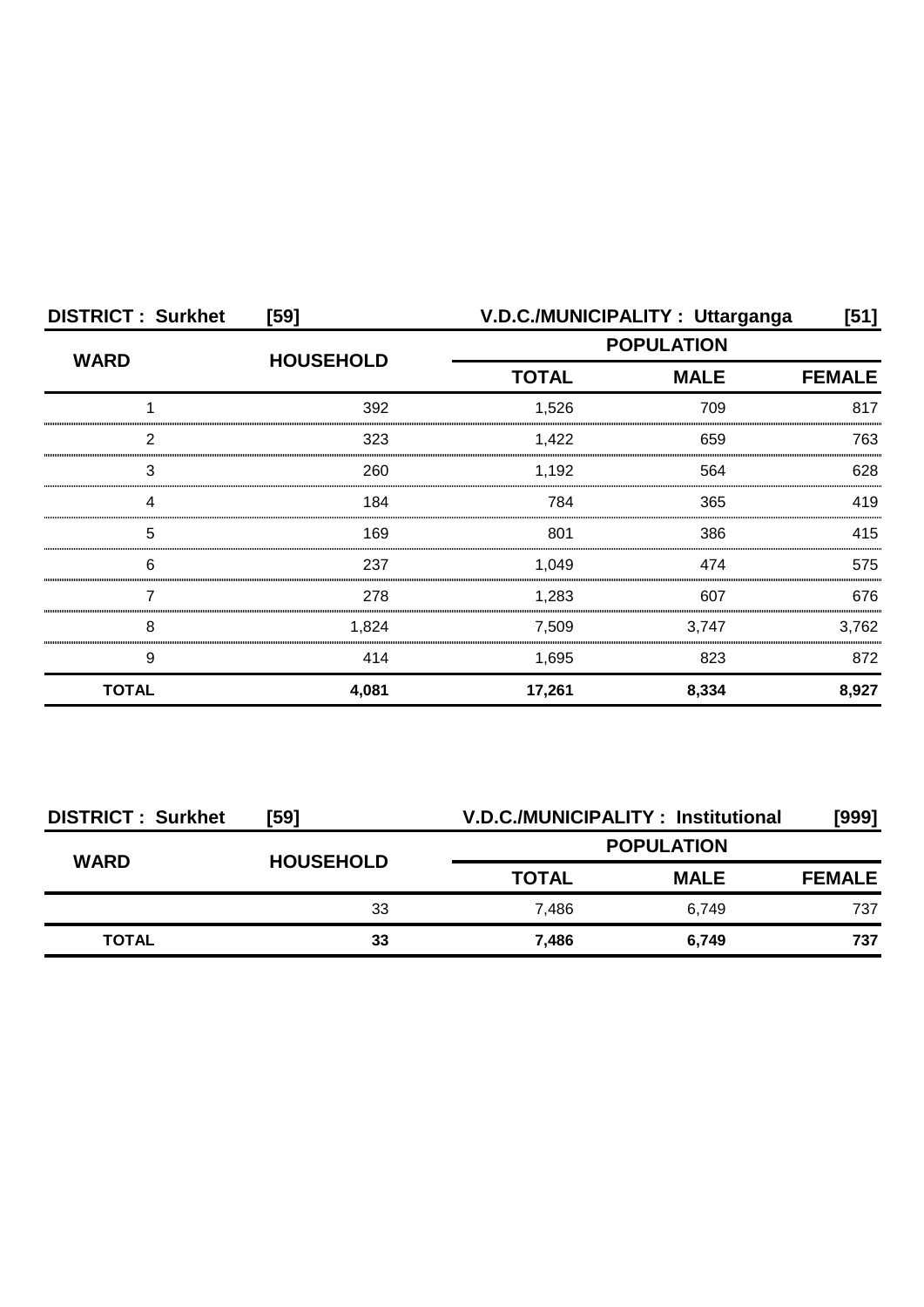| DISTRICT : Surkhet | [59] | V.D.C./MUNICIPALITY : Uttarganga | | [51] |
|---|---|---|---|---|
| WARD | HOUSEHOLD | POPULATION | | |
| | | TOTAL | MALE | FEMALE |
| 1 | 392 | 1,526 | 709 | 817 |
| 2 | 323 | 1,422 | 659 | 763 |
| 3 | 260 | 1,192 | 564 | 628 |
| 4 | 184 | 784 | 365 | 419 |
| 5 | 169 | 801 | 386 | 415 |
| 6 | 237 | 1,049 | 474 | 575 |
| 7 | 278 | 1,283 | 607 | 676 |
| 8 | 1,824 | 7,509 | 3,747 | 3,762 |
| 9 | 414 | 1,695 | 823 | 872 |
| **TOTAL** | **4,081** | **17,261** | **8,334** | **8,927** |

| DISTRICT : Surkhet | [59] | V.D.C./MUNICIPALITY : Institutional | | [999] |
|---|---|---|---|---|
| WARD | HOUSEHOLD | POPULATION | | |
| | | TOTAL | MALE | FEMALE |
| | 33 | 7,486 | 6,749 | 737 |
| **TOTAL** | **33** | **7,486** | **6,749** | **737** |